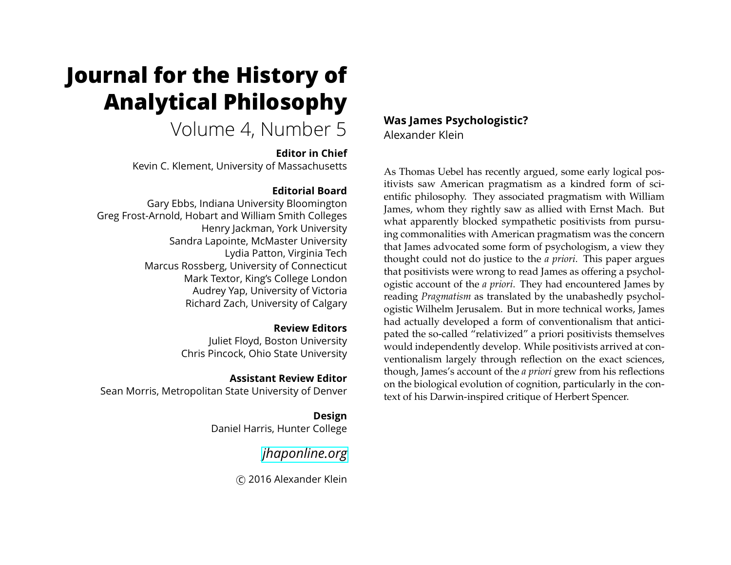# Journal for the History of Analytical Philosophy

Volume 4, Number 5

**Editor in Chief**

Kevin C. Klement, University of Massachusetts

**Editorial Board**

Gary Ebbs, Indiana University Bloomington
Greg Frost-Arnold, Hobart and William Smith Colleges
Henry Jackman, York University
Sandra Lapointe, McMaster University
Lydia Patton, Virginia Tech
Marcus Rossberg, University of Connecticut
Mark Textor, King's College London
Audrey Yap, University of Victoria
Richard Zach, University of Calgary

**Review Editors**

Juliet Floyd, Boston University
Chris Pincock, Ohio State University

**Assistant Review Editor**

Sean Morris, Metropolitan State University of Denver

**Design**

Daniel Harris, Hunter College

*jhaponline.org*

© 2016 Alexander Klein

## Was James Psychologistic?

Alexander Klein

As Thomas Uebel has recently argued, some early logical positivists saw American pragmatism as a kindred form of scientific philosophy. They associated pragmatism with William James, whom they rightly saw as allied with Ernst Mach. But what apparently blocked sympathetic positivists from pursuing commonalities with American pragmatism was the concern that James advocated some form of psychologism, a view they thought could not do justice to the *a priori*. This paper argues that positivists were wrong to read James as offering a psychologistic account of the *a priori*. They had encountered James by reading *Pragmatism* as translated by the unabashedly psychologistic Wilhelm Jerusalem. But in more technical works, James had actually developed a form of conventionalism that anticipated the so-called "relativized" a priori positivists themselves would independently develop. While positivists arrived at conventionalism largely through reflection on the exact sciences, though, James's account of the *a priori* grew from his reflections on the biological evolution of cognition, particularly in the context of his Darwin-inspired critique of Herbert Spencer.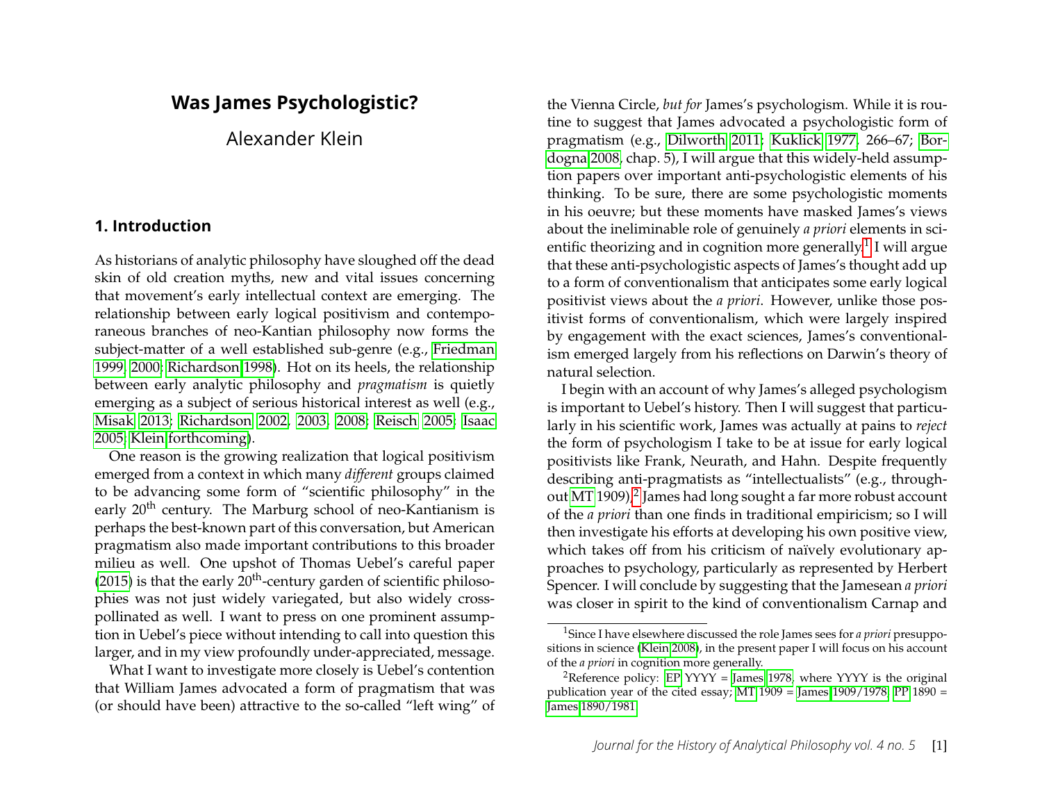# Was James Psychologistic?

Alexander Klein

## 1. Introduction

As historians of analytic philosophy have sloughed off the dead skin of old creation myths, new and vital issues concerning that movement's early intellectual context are emerging. The relationship between early logical positivism and contemporaneous branches of neo-Kantian philosophy now forms the subject-matter of a well established sub-genre (e.g., Friedman 1999; 2000; Richardson 1998). Hot on its heels, the relationship between early analytic philosophy and *pragmatism* is quietly emerging as a subject of serious historical interest as well (e.g., Misak 2013; Richardson 2002, 2003, 2008; Reisch 2005; Isaac 2005; Klein forthcoming).

One reason is the growing realization that logical positivism emerged from a context in which many *different* groups claimed to be advancing some form of "scientific philosophy" in the early 20th century. The Marburg school of neo-Kantianism is perhaps the best-known part of this conversation, but American pragmatism also made important contributions to this broader milieu as well. One upshot of Thomas Uebel's careful paper (2015) is that the early 20th-century garden of scientific philosophies was not just widely variegated, but also widely cross-pollinated as well. I want to press on one prominent assumption in Uebel's piece without intending to call into question this larger, and in my view profoundly under-appreciated, message.

What I want to investigate more closely is Uebel's contention that William James advocated a form of pragmatism that was (or should have been) attractive to the so-called "left wing" of the Vienna Circle, *but for* James's psychologism. While it is routine to suggest that James advocated a psychologistic form of pragmatism (e.g., Dilworth 2011; Kuklick 1977, 266–67; Bordogna 2008, chap. 5), I will argue that this widely-held assumption papers over important anti-psychologistic elements of his thinking. To be sure, there are some psychologistic moments in his oeuvre; but these moments have masked James's views about the ineliminable role of genuinely *a priori* elements in scientific theorizing and in cognition more generally.[1] I will argue that these anti-psychologistic aspects of James's thought add up to a form of conventionalism that anticipates some early logical positivist views about the *a priori*. However, unlike those positivist forms of conventionalism, which were largely inspired by engagement with the exact sciences, James's conventionalism emerged largely from his reflections on Darwin's theory of natural selection.

I begin with an account of why James's alleged psychologism is important to Uebel's history. Then I will suggest that particularly in his scientific work, James was actually at pains to *reject* the form of psychologism I take to be at issue for early logical positivists like Frank, Neurath, and Hahn. Despite frequently describing anti-pragmatists as "intellectualists" (e.g., throughout MT 1909),[2] James had long sought a far more robust account of the *a priori* than one finds in traditional empiricism; so I will then investigate his efforts at developing his own positive view, which takes off from his criticism of naïvely evolutionary approaches to psychology, particularly as represented by Herbert Spencer. I will conclude by suggesting that the Jamesean *a priori* was closer in spirit to the kind of conventionalism Carnap and

[1] Since I have elsewhere discussed the role James sees for *a priori* presuppositions in science (Klein 2008), in the present paper I will focus on his account of the *a priori* in cognition more generally.

[2] Reference policy: EP YYYY = James 1978, where YYYY is the original publication year of the cited essay; MT 1909 = James 1909/1978; PP 1890 = James 1890/1981.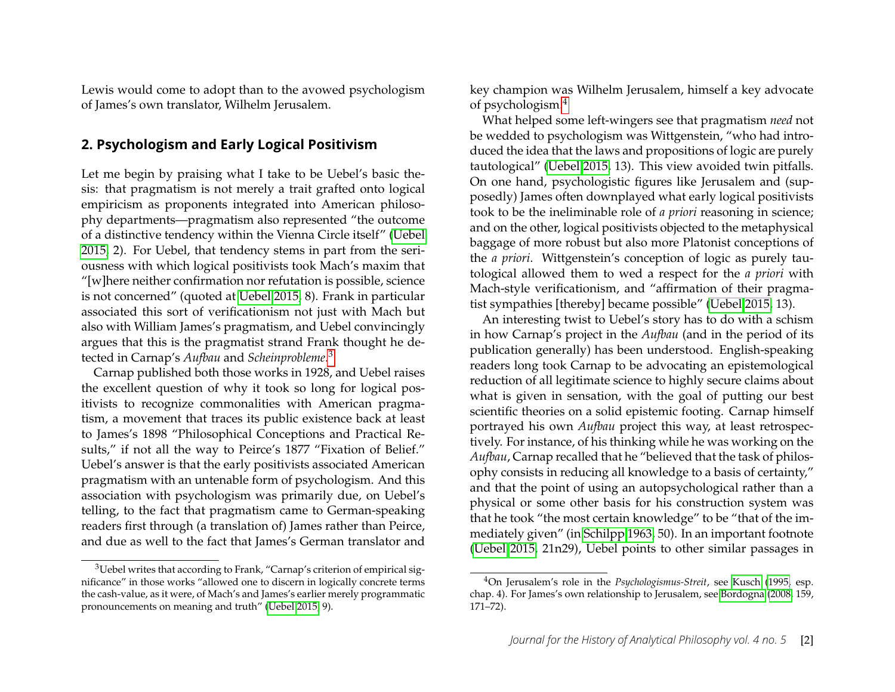Lewis would come to adopt than to the avowed psychologism of James's own translator, Wilhelm Jerusalem.

## 2. Psychologism and Early Logical Positivism

Let me begin by praising what I take to be Uebel's basic thesis: that pragmatism is not merely a trait grafted onto logical empiricism as proponents integrated into American philosophy departments—pragmatism also represented "the outcome of a distinctive tendency within the Vienna Circle itself" (Uebel 2015, 2). For Uebel, that tendency stems in part from the seriousness with which logical positivists took Mach's maxim that "[w]here neither confirmation nor refutation is possible, science is not concerned" (quoted at Uebel 2015, 8). Frank in particular associated this sort of verificationism not just with Mach but also with William James's pragmatism, and Uebel convincingly argues that this is the pragmatist strand Frank thought he detected in Carnap's *Aufbau* and *Scheinprobleme*.[3]

Carnap published both those works in 1928, and Uebel raises the excellent question of why it took so long for logical positivists to recognize commonalities with American pragmatism, a movement that traces its public existence back at least to James's 1898 "Philosophical Conceptions and Practical Results," if not all the way to Peirce's 1877 "Fixation of Belief." Uebel's answer is that the early positivists associated American pragmatism with an untenable form of psychologism. And this association with psychologism was primarily due, on Uebel's telling, to the fact that pragmatism came to German-speaking readers first through (a translation of) James rather than Peirce, and due as well to the fact that James's German translator and key champion was Wilhelm Jerusalem, himself a key advocate of psychologism.[4]

What helped some left-wingers see that pragmatism *need* not be wedded to psychologism was Wittgenstein, "who had introduced the idea that the laws and propositions of logic are purely tautological" (Uebel 2015, 13). This view avoided twin pitfalls. On one hand, psychologistic figures like Jerusalem and (supposedly) James often downplayed what early logical positivists took to be the ineliminable role of *a priori* reasoning in science; and on the other, logical positivists objected to the metaphysical baggage of more robust but also more Platonist conceptions of the *a priori*. Wittgenstein's conception of logic as purely tautological allowed them to wed a respect for the *a priori* with Mach-style verificationism, and "affirmation of their pragmatist sympathies [thereby] became possible" (Uebel 2015, 13).

An interesting twist to Uebel's story has to do with a schism in how Carnap's project in the *Aufbau* (and in the period of its publication generally) has been understood. English-speaking readers long took Carnap to be advocating an epistemological reduction of all legitimate science to highly secure claims about what is given in sensation, with the goal of putting our best scientific theories on a solid epistemic footing. Carnap himself portrayed his own *Aufbau* project this way, at least retrospectively. For instance, of his thinking while he was working on the *Aufbau*, Carnap recalled that he "believed that the task of philosophy consists in reducing all knowledge to a basis of certainty," and that the point of using an autopsychological rather than a physical or some other basis for his construction system was that he took "the most certain knowledge" to be "that of the immediately given" (in Schilpp 1963, 50). In an important footnote (Uebel 2015, 21n29), Uebel points to other similar passages in

---

[3] Uebel writes that according to Frank, "Carnap's criterion of empirical significance" in those works "allowed one to discern in logically concrete terms the cash-value, as it were, of Mach's and James's earlier merely programmatic pronouncements on meaning and truth" (Uebel 2015, 9).

[4] On Jerusalem's role in the *Psychologismus-Streit*, see Kusch (1995, esp. chap. 4). For James's own relationship to Jerusalem, see Bordogna (2008, 159, 171–72).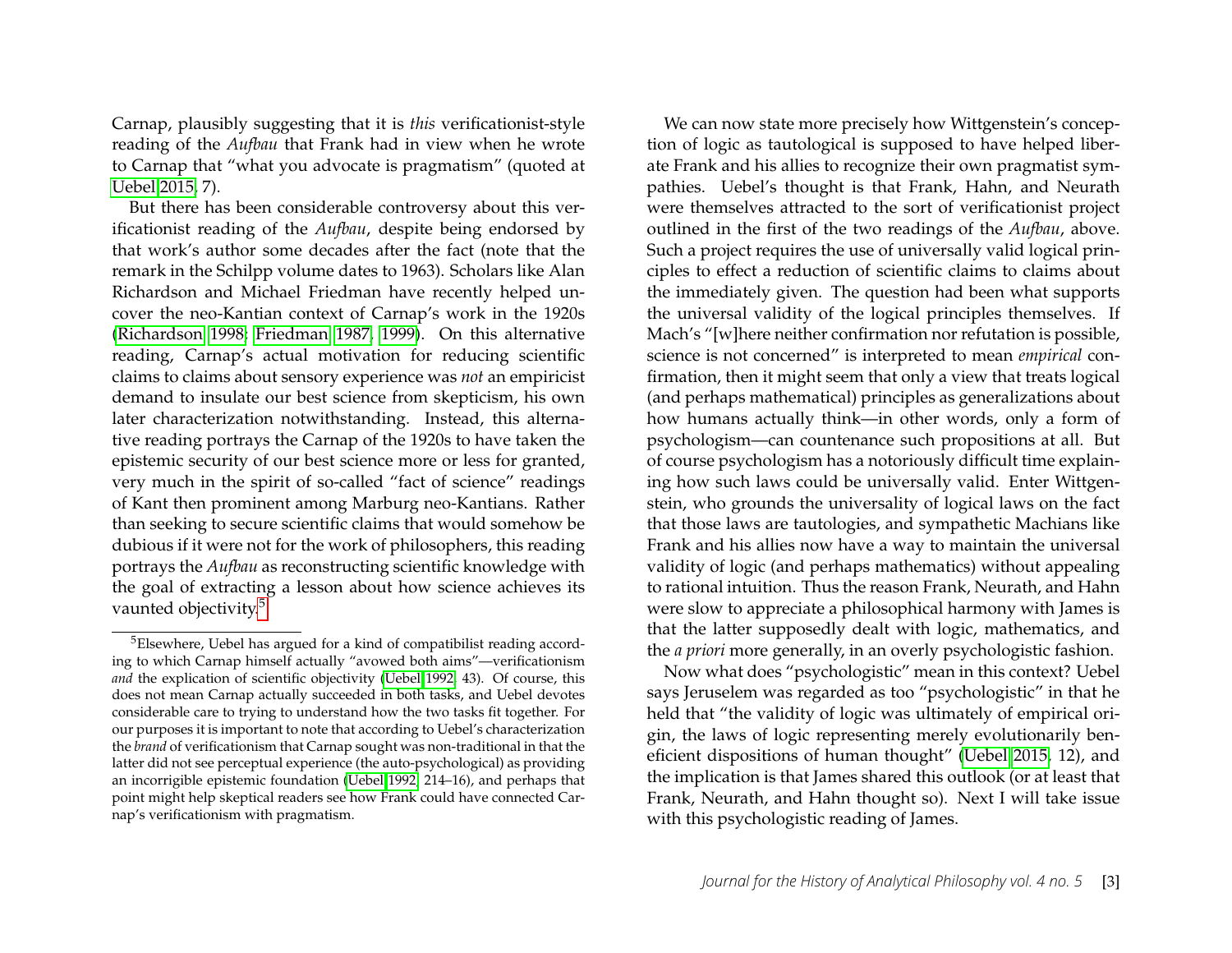Carnap, plausibly suggesting that it is *this* verificationist-style reading of the *Aufbau* that Frank had in view when he wrote to Carnap that "what you advocate is pragmatism" (quoted at Uebel 2015, 7).

But there has been considerable controversy about this verificationist reading of the *Aufbau*, despite being endorsed by that work's author some decades after the fact (note that the remark in the Schilpp volume dates to 1963). Scholars like Alan Richardson and Michael Friedman have recently helped uncover the neo-Kantian context of Carnap's work in the 1920s (Richardson 1998; Friedman 1987, 1999). On this alternative reading, Carnap's actual motivation for reducing scientific claims to claims about sensory experience was *not* an empiricist demand to insulate our best science from skepticism, his own later characterization notwithstanding. Instead, this alternative reading portrays the Carnap of the 1920s to have taken the epistemic security of our best science more or less for granted, very much in the spirit of so-called "fact of science" readings of Kant then prominent among Marburg neo-Kantians. Rather than seeking to secure scientific claims that would somehow be dubious if it were not for the work of philosophers, this reading portrays the *Aufbau* as reconstructing scientific knowledge with the goal of extracting a lesson about how science achieves its vaunted objectivity.[5]

We can now state more precisely how Wittgenstein's conception of logic as tautological is supposed to have helped liberate Frank and his allies to recognize their own pragmatist sympathies. Uebel's thought is that Frank, Hahn, and Neurath were themselves attracted to the sort of verificationist project outlined in the first of the two readings of the *Aufbau*, above. Such a project requires the use of universally valid logical principles to effect a reduction of scientific claims to claims about the immediately given. The question had been what supports the universal validity of the logical principles themselves. If Mach's "[w]here neither confirmation nor refutation is possible, science is not concerned" is interpreted to mean *empirical* confirmation, then it might seem that only a view that treats logical (and perhaps mathematical) principles as generalizations about how humans actually think—in other words, only a form of psychologism—can countenance such propositions at all. But of course psychologism has a notoriously difficult time explaining how such laws could be universally valid. Enter Wittgenstein, who grounds the universality of logical laws on the fact that those laws are tautologies, and sympathetic Machians like Frank and his allies now have a way to maintain the universal validity of logic (and perhaps mathematics) without appealing to rational intuition. Thus the reason Frank, Neurath, and Hahn were slow to appreciate a philosophical harmony with James is that the latter supposedly dealt with logic, mathematics, and the *a priori* more generally, in an overly psychologistic fashion.

Now what does "psychologistic" mean in this context? Uebel says Jeruselem was regarded as too "psychologistic" in that he held that "the validity of logic was ultimately of empirical origin, the laws of logic representing merely evolutionarily beneficient dispositions of human thought" (Uebel 2015, 12), and the implication is that James shared this outlook (or at least that Frank, Neurath, and Hahn thought so). Next I will take issue with this psychologistic reading of James.

[5] Elsewhere, Uebel has argued for a kind of compatibilist reading according to which Carnap himself actually "avowed both aims"—verificationism *and* the explication of scientific objectivity (Uebel 1992, 43). Of course, this does not mean Carnap actually succeeded in both tasks, and Uebel devotes considerable care to trying to understand how the two tasks fit together. For our purposes it is important to note that according to Uebel's characterization the *brand* of verificationism that Carnap sought was non-traditional in that the latter did not see perceptual experience (the auto-psychological) as providing an incorrigible epistemic foundation (Uebel 1992, 214–16), and perhaps that point might help skeptical readers see how Frank could have connected Carnap's verificationism with pragmatism.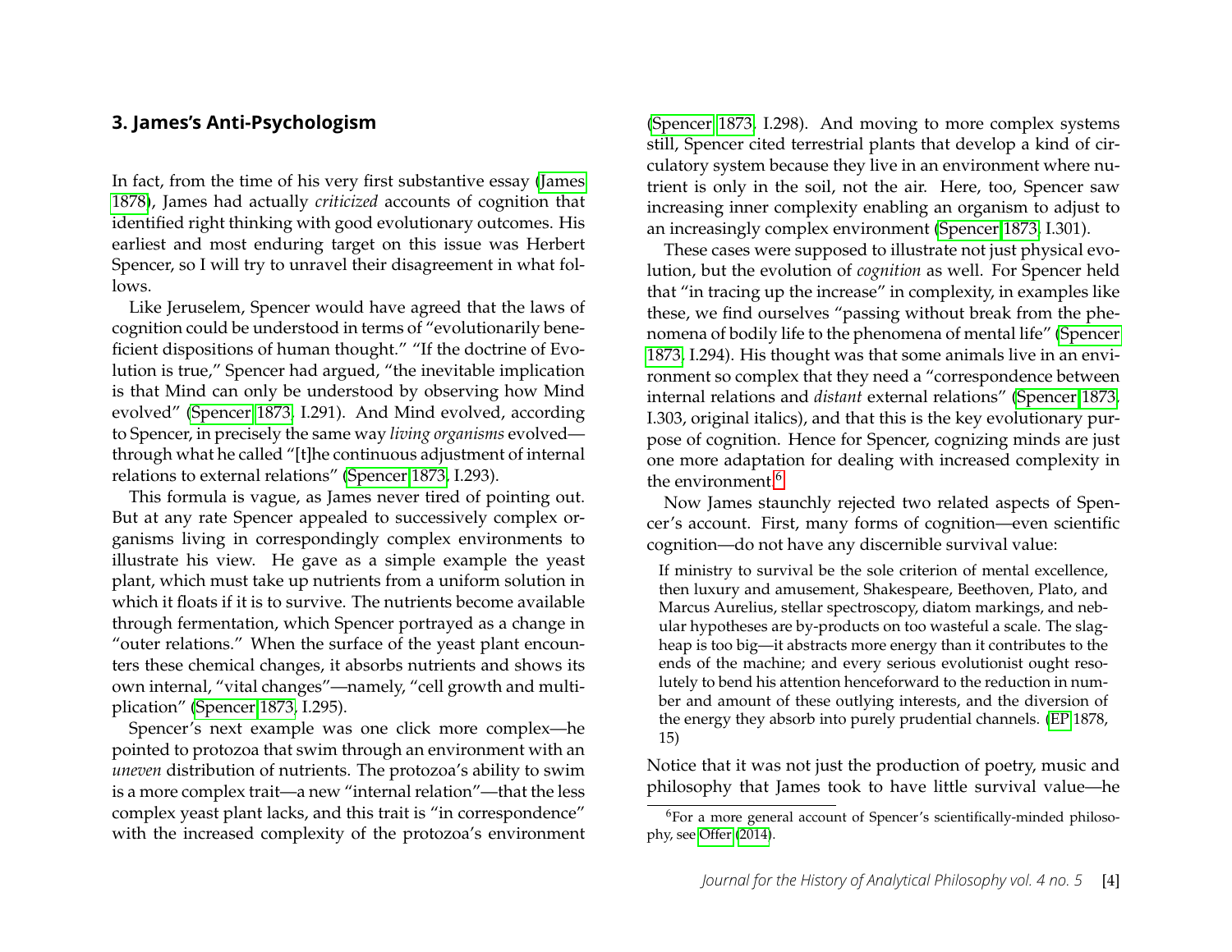## 3. James's Anti-Psychologism

In fact, from the time of his very first substantive essay (James 1878), James had actually *criticized* accounts of cognition that identified right thinking with good evolutionary outcomes. His earliest and most enduring target on this issue was Herbert Spencer, so I will try to unravel their disagreement in what follows.

Like Jeruselem, Spencer would have agreed that the laws of cognition could be understood in terms of "evolutionarily beneficient dispositions of human thought." "If the doctrine of Evolution is true," Spencer had argued, "the inevitable implication is that Mind can only be understood by observing how Mind evolved" (Spencer 1873, I.291). And Mind evolved, according to Spencer, in precisely the same way *living organisms* evolved—through what he called "[t]he continuous adjustment of internal relations to external relations" (Spencer 1873, I.293).

This formula is vague, as James never tired of pointing out. But at any rate Spencer appealed to successively complex organisms living in correspondingly complex environments to illustrate his view. He gave as a simple example the yeast plant, which must take up nutrients from a uniform solution in which it floats if it is to survive. The nutrients become available through fermentation, which Spencer portrayed as a change in "outer relations." When the surface of the yeast plant encounters these chemical changes, it absorbs nutrients and shows its own internal, "vital changes"—namely, "cell growth and multiplication" (Spencer 1873, I.295).

Spencer's next example was one click more complex—he pointed to protozoa that swim through an environment with an *uneven* distribution of nutrients. The protozoa's ability to swim is a more complex trait—a new "internal relation"—that the less complex yeast plant lacks, and this trait is "in correspondence" with the increased complexity of the protozoa's environment (Spencer 1873, I.298). And moving to more complex systems still, Spencer cited terrestrial plants that develop a kind of circulatory system because they live in an environment where nutrient is only in the soil, not the air. Here, too, Spencer saw increasing inner complexity enabling an organism to adjust to an increasingly complex environment (Spencer 1873, I.301).

These cases were supposed to illustrate not just physical evolution, but the evolution of *cognition* as well. For Spencer held that "in tracing up the increase" in complexity, in examples like these, we find ourselves "passing without break from the phenomena of bodily life to the phenomena of mental life" (Spencer 1873, I.294). His thought was that some animals live in an environment so complex that they need a "correspondence between internal relations and *distant* external relations" (Spencer 1873, I.303, original italics), and that this is the key evolutionary purpose of cognition. Hence for Spencer, cognizing minds are just one more adaptation for dealing with increased complexity in the environment.[6]

Now James staunchly rejected two related aspects of Spencer's account. First, many forms of cognition—even scientific cognition—do not have any discernible survival value:

> If ministry to survival be the sole criterion of mental excellence, then luxury and amusement, Shakespeare, Beethoven, Plato, and Marcus Aurelius, stellar spectroscopy, diatom markings, and nebular hypotheses are by-products on too wasteful a scale. The slag-heap is too big—it abstracts more energy than it contributes to the ends of the machine; and every serious evolutionist ought resolutely to bend his attention henceforward to the reduction in number and amount of these outlying interests, and the diversion of the energy they absorb into purely prudential channels. (EP 1878, 15)

Notice that it was not just the production of poetry, music and philosophy that James took to have little survival value—he

[6] For a more general account of Spencer's scientifically-minded philosophy, see Offer (2014).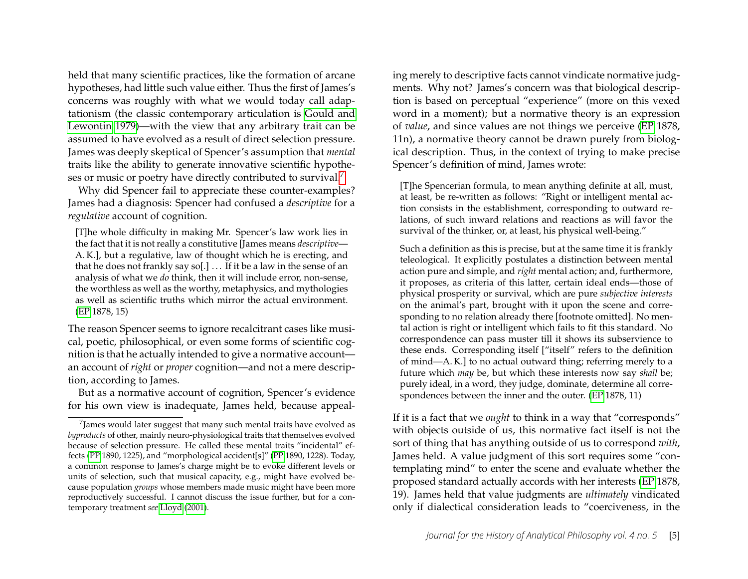held that many scientific practices, like the formation of arcane hypotheses, had little such value either. Thus the first of James's concerns was roughly with what we would today call adaptationism (the classic contemporary articulation is Gould and Lewontin 1979)—with the view that any arbitrary trait can be assumed to have evolved as a result of direct selection pressure. James was deeply skeptical of Spencer's assumption that *mental* traits like the ability to generate innovative scientific hypotheses or music or poetry have directly contributed to survival.[7]

Why did Spencer fail to appreciate these counter-examples? James had a diagnosis: Spencer had confused a *descriptive* for a *regulative* account of cognition.

> [T]he whole difficulty in making Mr. Spencer's law work lies in the fact that it is not really a constitutive [James means *descriptive*—A. K.], but a regulative, law of thought which he is erecting, and that he does not frankly say so[.] . . . If it be a law in the sense of an analysis of what we *do* think, then it will include error, non-sense, the worthless as well as the worthy, metaphysics, and mythologies as well as scientific truths which mirror the actual environment. (EP 1878, 15)

The reason Spencer seems to ignore recalcitrant cases like musical, poetic, philosophical, or even some forms of scientific cognition is that he actually intended to give a normative account—an account of *right* or *proper* cognition—and not a mere description, according to James.

But as a normative account of cognition, Spencer's evidence for his own view is inadequate, James held, because appealing merely to descriptive facts cannot vindicate normative judgments. Why not? James's concern was that biological description is based on perceptual "experience" (more on this vexed word in a moment); but a normative theory is an expression of *value*, and since values are not things we perceive (EP 1878, 11n), a normative theory cannot be drawn purely from biological description. Thus, in the context of trying to make precise Spencer's definition of mind, James wrote:

> [T]he Spencerian formula, to mean anything definite at all, must, at least, be re-written as follows: "Right or intelligent mental action consists in the establishment, corresponding to outward relations, of such inward relations and reactions as will favor the survival of the thinker, or, at least, his physical well-being."
>
> Such a definition as this is precise, but at the same time it is frankly teleological. It explicitly postulates a distinction between mental action pure and simple, and *right* mental action; and, furthermore, it proposes, as criteria of this latter, certain ideal ends—those of physical prosperity or survival, which are pure *subjective interests* on the animal's part, brought with it upon the scene and corresponding to no relation already there [footnote omitted]. No mental action is right or intelligent which fails to fit this standard. No correspondence can pass muster till it shows its subservience to these ends. Corresponding itself ["itself" refers to the definition of mind—A. K.] to no actual outward thing; referring merely to a future which *may* be, but which these interests now say *shall* be; purely ideal, in a word, they judge, dominate, determine all correspondences between the inner and the outer. (EP 1878, 11)

If it is a fact that we *ought* to think in a way that "corresponds" with objects outside of us, this normative fact itself is not the sort of thing that has anything outside of us to correspond *with*, James held. A value judgment of this sort requires some "contemplating mind" to enter the scene and evaluate whether the proposed standard actually accords with her interests (EP 1878, 19). James held that value judgments are *ultimately* vindicated only if dialectical consideration leads to "coerciveness, in the

---

[7] James would later suggest that many such mental traits have evolved as *byproducts* of other, mainly neuro-physiological traits that themselves evolved because of selection pressure. He called these mental traits "incidental" effects (PP 1890, 1225), and "morphological accident[s]" (PP 1890, 1228). Today, a common response to James's charge might be to evoke different levels or units of selection, such that musical capacity, e.g., might have evolved because population *groups* whose members made music might have been more reproductively successful. I cannot discuss the issue further, but for a contemporary treatment *see* Lloyd (2001).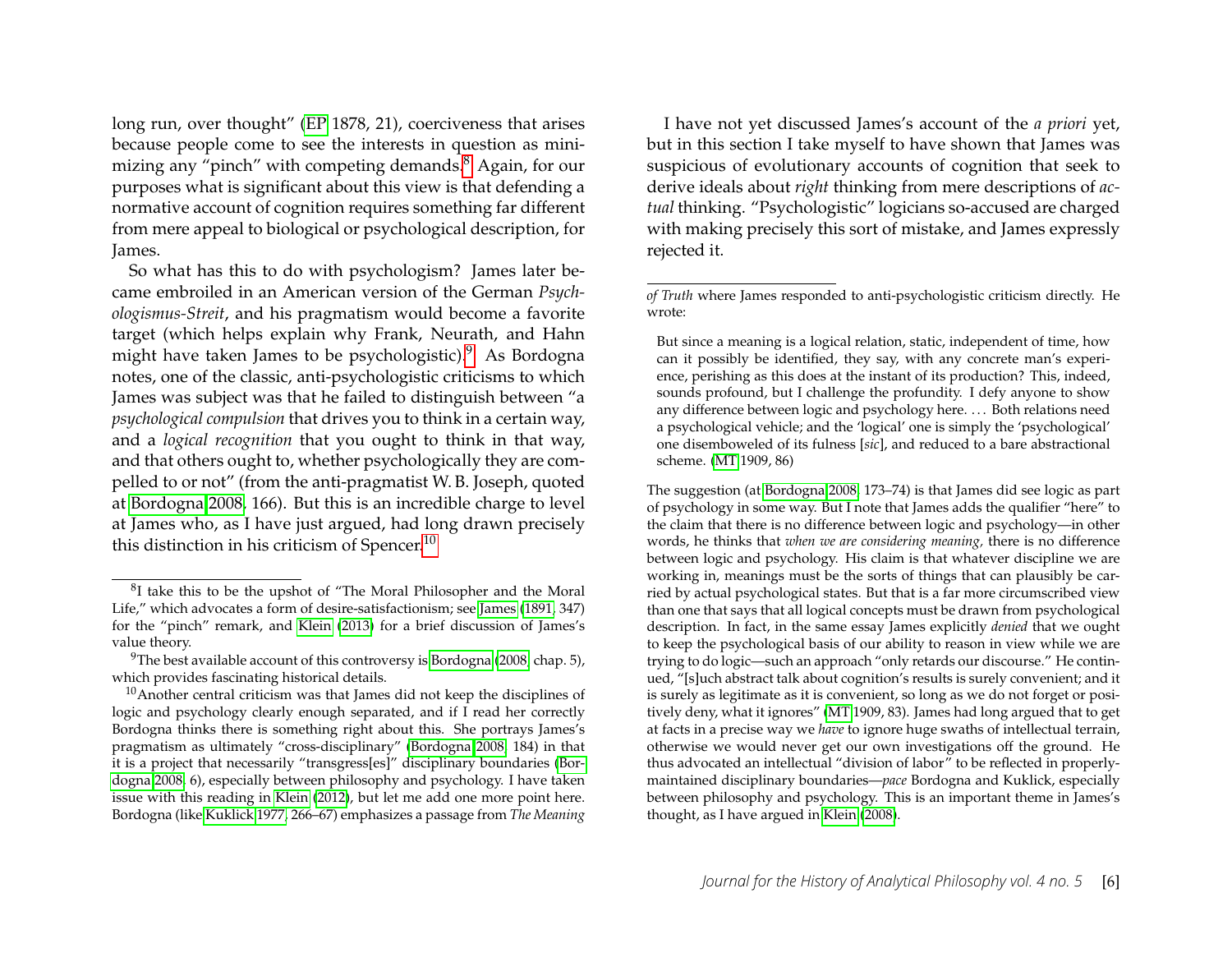long run, over thought" (EP 1878, 21), coerciveness that arises because people come to see the interests in question as minimizing any "pinch" with competing demands.[8] Again, for our purposes what is significant about this view is that defending a normative account of cognition requires something far different from mere appeal to biological or psychological description, for James.

So what has this to do with psychologism? James later became embroiled in an American version of the German *Psychologismus-Streit*, and his pragmatism would become a favorite target (which helps explain why Frank, Neurath, and Hahn might have taken James to be psychologistic).[9] As Bordogna notes, one of the classic, anti-psychologistic criticisms to which James was subject was that he failed to distinguish between "a *psychological compulsion* that drives you to think in a certain way, and a *logical recognition* that you ought to think in that way, and that others ought to, whether psychologically they are compelled to or not" (from the anti-pragmatist W. B. Joseph, quoted at Bordogna 2008, 166). But this is an incredible charge to level at James who, as I have just argued, had long drawn precisely this distinction in his criticism of Spencer.[10]

I have not yet discussed James's account of the *a priori* yet, but in this section I take myself to have shown that James was suspicious of evolutionary accounts of cognition that seek to derive ideals about *right* thinking from mere descriptions of *actual* thinking. "Psychologistic" logicians so-accused are charged with making precisely this sort of mistake, and James expressly rejected it.

---

[8] I take this to be the upshot of "The Moral Philosopher and the Moral Life," which advocates a form of desire-satisfactionism; see James (1891, 347) for the "pinch" remark, and Klein (2013) for a brief discussion of James's value theory.

[9] The best available account of this controversy is Bordogna (2008, chap. 5), which provides fascinating historical details.

[10] Another central criticism was that James did not keep the disciplines of logic and psychology clearly enough separated, and if I read her correctly Bordogna thinks there is something right about this. She portrays James's pragmatism as ultimately "cross-disciplinary" (Bordogna 2008, 184) in that it is a project that necessarily "transgress[es]" disciplinary boundaries (Bordogna 2008, 6), especially between philosophy and psychology. I have taken issue with this reading in Klein (2012), but let me add one more point here. Bordogna (like Kuklick 1977, 266–67) emphasizes a passage from *The Meaning of Truth* where James responded to anti-psychologistic criticism directly. He wrote:

> But since a meaning is a logical relation, static, independent of time, how can it possibly be identified, they say, with any concrete man's experience, perishing as this does at the instant of its production? This, indeed, sounds profound, but I challenge the profundity. I defy anyone to show any difference between logic and psychology here. . . . Both relations need a psychological vehicle; and the 'logical' one is simply the 'psychological' one disemboweled of its fulness [*sic*], and reduced to a bare abstractional scheme. (MT 1909, 86)

The suggestion (at Bordogna 2008, 173–74) is that James did see logic as part of psychology in some way. But I note that James adds the qualifier "here" to the claim that there is no difference between logic and psychology—in other words, he thinks that *when we are considering meaning,* there is no difference between logic and psychology. His claim is that whatever discipline we are working in, meanings must be the sorts of things that can plausibly be carried by actual psychological states. But that is a far more circumscribed view than one that says that all logical concepts must be drawn from psychological description. In fact, in the same essay James explicitly *denied* that we ought to keep the psychological basis of our ability to reason in view while we are trying to do logic—such an approach "only retards our discourse." He continued, "[s]uch abstract talk about cognition's results is surely convenient; and it is surely as legitimate as it is convenient, so long as we do not forget or positively deny, what it ignores" (MT 1909, 83). James had long argued that to get at facts in a precise way we *have* to ignore huge swaths of intellectual terrain, otherwise we would never get our own investigations off the ground. He thus advocated an intellectual "division of labor" to be reflected in properly-maintained disciplinary boundaries—*pace* Bordogna and Kuklick, especially between philosophy and psychology. This is an important theme in James's thought, as I have argued in Klein (2008).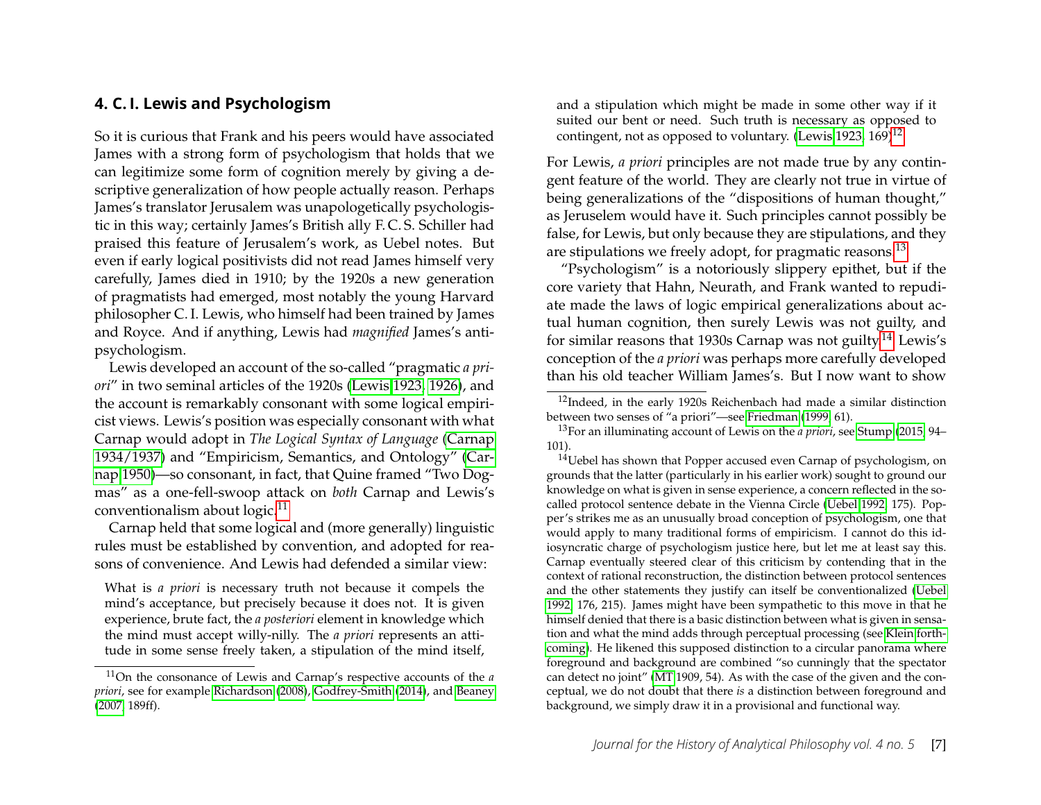## 4. C. I. Lewis and Psychologism

So it is curious that Frank and his peers would have associated James with a strong form of psychologism that holds that we can legitimize some form of cognition merely by giving a descriptive generalization of how people actually reason. Perhaps James's translator Jerusalem was unapologetically psychologistic in this way; certainly James's British ally F. C. S. Schiller had praised this feature of Jerusalem's work, as Uebel notes. But even if early logical positivists did not read James himself very carefully, James died in 1910; by the 1920s a new generation of pragmatists had emerged, most notably the young Harvard philosopher C. I. Lewis, who himself had been trained by James and Royce. And if anything, Lewis had *magnified* James's anti-psychologism.

Lewis developed an account of the so-called "pragmatic *a priori*" in two seminal articles of the 1920s (Lewis 1923; 1926), and the account is remarkably consonant with some logical empiricist views. Lewis's position was especially consonant with what Carnap would adopt in *The Logical Syntax of Language* (Carnap 1934/1937) and "Empiricism, Semantics, and Ontology" (Carnap 1950)—so consonant, in fact, that Quine framed "Two Dogmas" as a one-fell-swoop attack on *both* Carnap and Lewis's conventionalism about logic.[11]

Carnap held that some logical and (more generally) linguistic rules must be established by convention, and adopted for reasons of convenience. And Lewis had defended a similar view:

> What is *a priori* is necessary truth not because it compels the mind's acceptance, but precisely because it does not. It is given experience, brute fact, the *a posteriori* element in knowledge which the mind must accept willy-nilly. The *a priori* represents an attitude in some sense freely taken, a stipulation of the mind itself, and a stipulation which might be made in some other way if it suited our bent or need. Such truth is necessary as opposed to contingent, not as opposed to voluntary. (Lewis 1923, 169)[12]

For Lewis, *a priori* principles are not made true by any contingent feature of the world. They are clearly not true in virtue of being generalizations of the "dispositions of human thought," as Jeruselem would have it. Such principles cannot possibly be false, for Lewis, but only because they are stipulations, and they are stipulations we freely adopt, for pragmatic reasons.[13]

"Psychologism" is a notoriously slippery epithet, but if the core variety that Hahn, Neurath, and Frank wanted to repudiate made the laws of logic empirical generalizations about actual human cognition, then surely Lewis was not guilty, and for similar reasons that 1930s Carnap was not guilty.[14] Lewis's conception of the *a priori* was perhaps more carefully developed than his old teacher William James's. But I now want to show

[11] On the consonance of Lewis and Carnap's respective accounts of the *a priori*, see for example Richardson (2008), Godfrey-Smith (2014), and Beaney (2007, 189ff).

[12] Indeed, in the early 1920s Reichenbach had made a similar distinction between two senses of "a priori"—see Friedman (1999, 61).

[13] For an illuminating account of Lewis on the *a priori*, see Stump (2015, 94–101).

[14] Uebel has shown that Popper accused even Carnap of psychologism, on grounds that the latter (particularly in his earlier work) sought to ground our knowledge on what is given in sense experience, a concern reflected in the so-called protocol sentence debate in the Vienna Circle (Uebel 1992, 175). Popper's strikes me as an unusually broad conception of psychologism, one that would apply to many traditional forms of empiricism. I cannot do this idiosyncratic charge of psychologism justice here, but let me at least say this. Carnap eventually steered clear of this criticism by contending that in the context of rational reconstruction, the distinction between protocol sentences and the other statements they justify can itself be conventionalized (Uebel 1992, 176, 215). James might have been sympathetic to this move in that he himself denied that there is a basic distinction between what is given in sensation and what the mind adds through perceptual processing (see Klein forthcoming). He likened this supposed distinction to a circular panorama where foreground and background are combined "so cunningly that the spectator can detect no joint" (MT 1909, 54). As with the case of the given and the conceptual, we do not doubt that there *is* a distinction between foreground and background, we simply draw it in a provisional and functional way.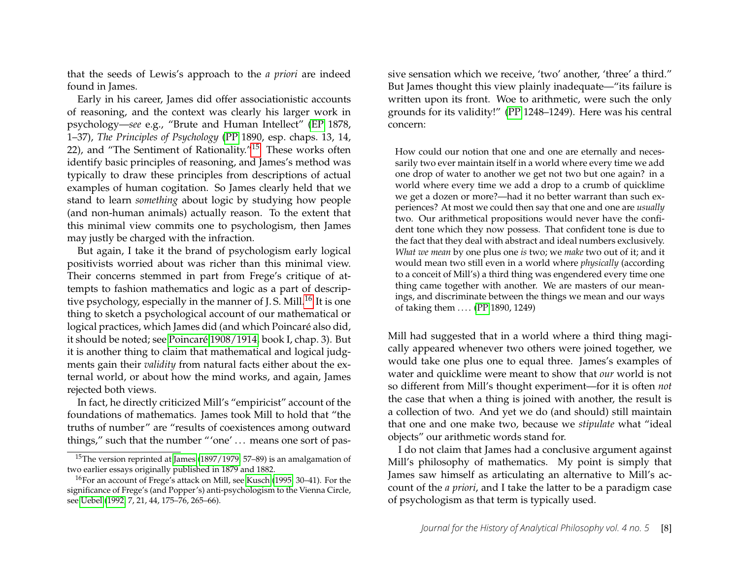that the seeds of Lewis's approach to the *a priori* are indeed found in James.

Early in his career, James did offer associationistic accounts of reasoning, and the context was clearly his larger work in psychology—*see* e.g., "Brute and Human Intellect" (EP 1878, 1–37), *The Principles of Psychology* (PP 1890, esp. chaps. 13, 14, 22), and "The Sentiment of Rationality."[15] These works often identify basic principles of reasoning, and James's method was typically to draw these principles from descriptions of actual examples of human cogitation. So James clearly held that we stand to learn *something* about logic by studying how people (and non-human animals) actually reason. To the extent that this minimal view commits one to psychologism, then James may justly be charged with the infraction.

But again, I take it the brand of psychologism early logical positivists worried about was richer than this minimal view. Their concerns stemmed in part from Frege's critique of attempts to fashion mathematics and logic as a part of descriptive psychology, especially in the manner of J. S. Mill.[16] It is one thing to sketch a psychological account of our mathematical or logical practices, which James did (and which Poincaré also did, it should be noted; see Poincaré 1908/1914, book I, chap. 3). But it is another thing to claim that mathematical and logical judgments gain their *validity* from natural facts either about the external world, or about how the mind works, and again, James rejected both views.

In fact, he directly criticized Mill's "empiricist" account of the foundations of mathematics. James took Mill to hold that "the truths of number" are "results of coexistences among outward things," such that the number "'one' ... means one sort of passive sensation which we receive, 'two' another, 'three' a third." But James thought this view plainly inadequate—"its failure is written upon its front. Woe to arithmetic, were such the only grounds for its validity!" (PP 1248–1249). Here was his central concern:

> How could our notion that one and one are eternally and necessarily two ever maintain itself in a world where every time we add one drop of water to another we get not two but one again? in a world where every time we add a drop to a crumb of quicklime we get a dozen or more?—had it no better warrant than such experiences? At most we could then say that one and one are *usually* two. Our arithmetical propositions would never have the confident tone which they now possess. That confident tone is due to the fact that they deal with abstract and ideal numbers exclusively. *What we mean* by one plus one *is* two; we *make* two out of it; and it would mean two still even in a world where *physically* (according to a conceit of Mill's) a third thing was engendered every time one thing came together with another. We are masters of our meanings, and discriminate between the things we mean and our ways of taking them .... (PP 1890, 1249)

Mill had suggested that in a world where a third thing magically appeared whenever two others were joined together, we would take one plus one to equal three. James's examples of water and quicklime were meant to show that *our* world is not so different from Mill's thought experiment—for it is often *not* the case that when a thing is joined with another, the result is a collection of two. And yet we do (and should) still maintain that one and one make two, because we *stipulate* what "ideal objects" our arithmetic words stand for.

I do not claim that James had a conclusive argument against Mill's philosophy of mathematics. My point is simply that James saw himself as articulating an alternative to Mill's account of the *a priori*, and I take the latter to be a paradigm case of psychologism as that term is typically used.

---

[15] The version reprinted at James (1897/1979, 57–89) is an amalgamation of two earlier essays originally published in 1879 and 1882.

[16] For an account of Frege's attack on Mill, see Kusch (1995, 30–41). For the significance of Frege's (and Popper's) anti-psychologism to the Vienna Circle, see Uebel (1992, 7, 21, 44, 175–76, 265–66).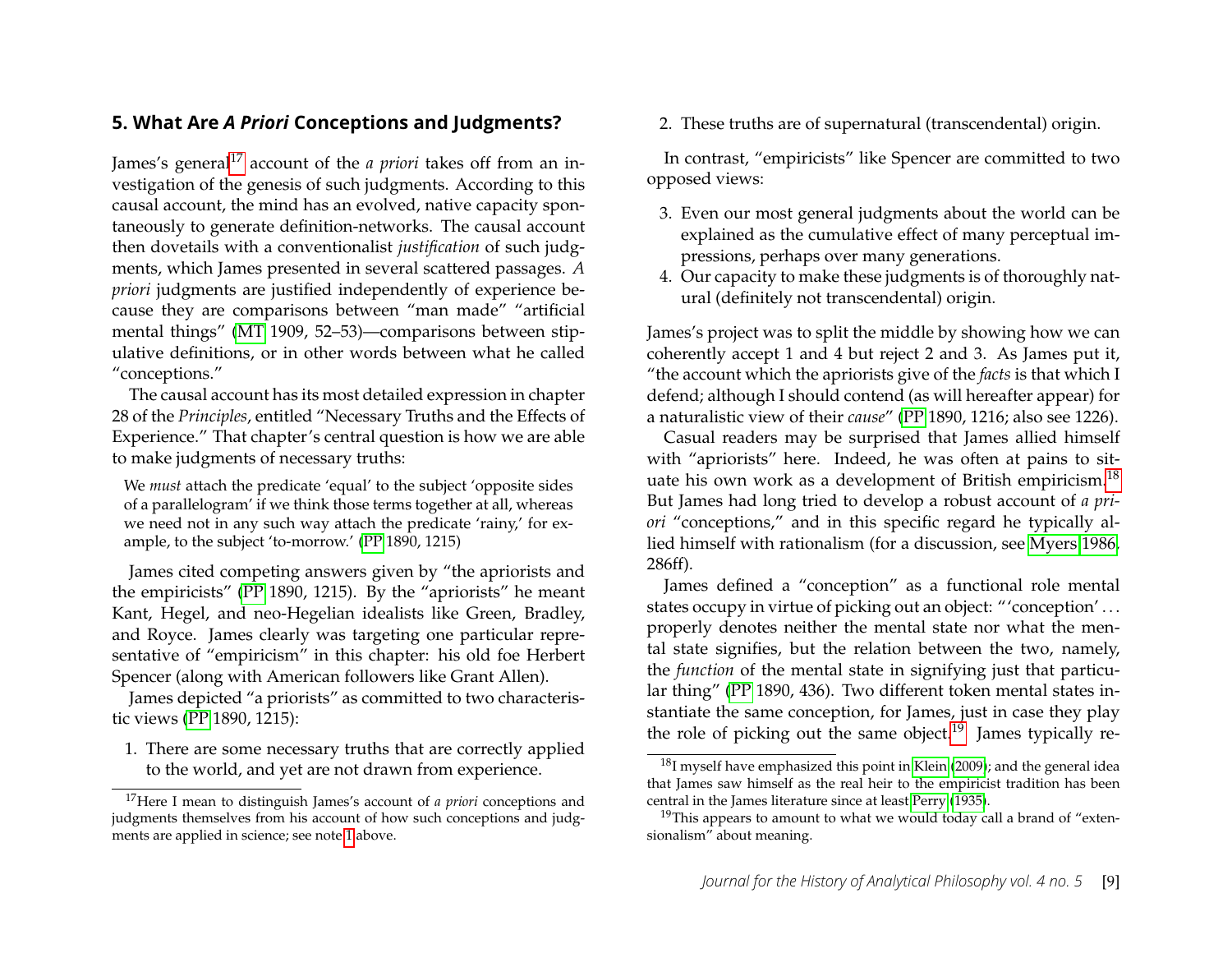## 5. What Are *A Priori* Conceptions and Judgments?

James's general[17] account of the *a priori* takes off from an investigation of the genesis of such judgments. According to this causal account, the mind has an evolved, native capacity spontaneously to generate definition-networks. The causal account then dovetails with a conventionalist *justification* of such judgments, which James presented in several scattered passages. *A priori* judgments are justified independently of experience because they are comparisons between "man made" "artificial mental things" (MT 1909, 52–53)—comparisons between stipulative definitions, or in other words between what he called "conceptions."

The causal account has its most detailed expression in chapter 28 of the *Principles*, entitled "Necessary Truths and the Effects of Experience." That chapter's central question is how we are able to make judgments of necessary truths:

> We *must* attach the predicate 'equal' to the subject 'opposite sides of a parallelogram' if we think those terms together at all, whereas we need not in any such way attach the predicate 'rainy,' for example, to the subject 'to-morrow.' (PP 1890, 1215)

James cited competing answers given by "the apriorists and the empiricists" (PP 1890, 1215). By the "apriorists" he meant Kant, Hegel, and neo-Hegelian idealists like Green, Bradley, and Royce. James clearly was targeting one particular representative of "empiricism" in this chapter: his old foe Herbert Spencer (along with American followers like Grant Allen).

James depicted "a priorists" as committed to two characteristic views (PP 1890, 1215):

1. There are some necessary truths that are correctly applied to the world, and yet are not drawn from experience.
2. These truths are of supernatural (transcendental) origin.

In contrast, "empiricists" like Spencer are committed to two opposed views:

3. Even our most general judgments about the world can be explained as the cumulative effect of many perceptual impressions, perhaps over many generations.
4. Our capacity to make these judgments is of thoroughly natural (definitely not transcendental) origin.

James's project was to split the middle by showing how we can coherently accept 1 and 4 but reject 2 and 3. As James put it, "the account which the apriorists give of the *facts* is that which I defend; although I should contend (as will hereafter appear) for a naturalistic view of their *cause*" (PP 1890, 1216; also see 1226).

Casual readers may be surprised that James allied himself with "apriorists" here. Indeed, he was often at pains to situate his own work as a development of British empiricism.[18] But James had long tried to develop a robust account of *a priori* "conceptions," and in this specific regard he typically allied himself with rationalism (for a discussion, see Myers 1986, 286ff).

James defined a "conception" as a functional role mental states occupy in virtue of picking out an object: "'conception' ... properly denotes neither the mental state nor what the mental state signifies, but the relation between the two, namely, the *function* of the mental state in signifying just that particular thing" (PP 1890, 436). Two different token mental states instantiate the same conception, for James, just in case they play the role of picking out the same object.[19] James typically re-

[17] Here I mean to distinguish James's account of *a priori* conceptions and judgments themselves from his account of how such conceptions and judgments are applied in science; see note 1 above.

[18] I myself have emphasized this point in Klein (2009); and the general idea that James saw himself as the real heir to the empiricist tradition has been central in the James literature since at least Perry (1935).

[19] This appears to amount to what we would today call a brand of "extensionalism" about meaning.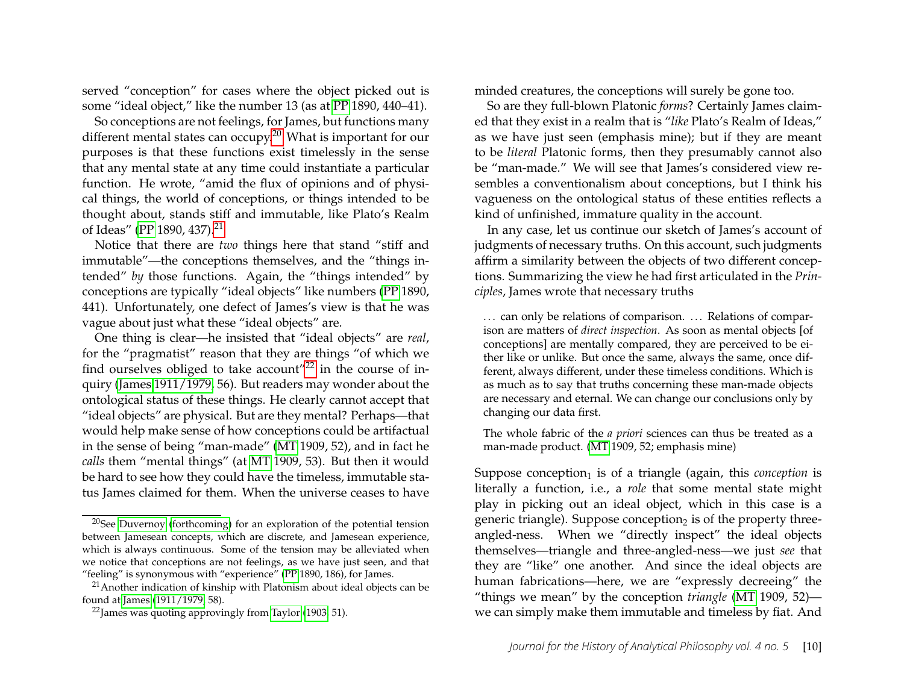served "conception" for cases where the object picked out is some "ideal object," like the number 13 (as at PP 1890, 440–41).

So conceptions are not feelings, for James, but functions many different mental states can occupy.[20] What is important for our purposes is that these functions exist timelessly in the sense that any mental state at any time could instantiate a particular function. He wrote, "amid the flux of opinions and of physical things, the world of conceptions, or things intended to be thought about, stands stiff and immutable, like Plato's Realm of Ideas" (PP 1890, 437).[21]

Notice that there are *two* things here that stand "stiff and immutable"—the conceptions themselves, and the "things intended" *by* those functions. Again, the "things intended" by conceptions are typically "ideal objects" like numbers (PP 1890, 441). Unfortunately, one defect of James's view is that he was vague about just what these "ideal objects" are.

One thing is clear—he insisted that "ideal objects" are *real*, for the "pragmatist" reason that they are things "of which we find ourselves obliged to take account"[22] in the course of inquiry (James 1911/1979, 56). But readers may wonder about the ontological status of these things. He clearly cannot accept that "ideal objects" are physical. But are they mental? Perhaps—that would help make sense of how conceptions could be artifactual in the sense of being "man-made" (MT 1909, 52), and in fact he *calls* them "mental things" (at MT 1909, 53). But then it would be hard to see how they could have the timeless, immutable status James claimed for them. When the universe ceases to have minded creatures, the conceptions will surely be gone too.

So are they full-blown Platonic *forms*? Certainly James claimed that they exist in a realm that is "*like* Plato's Realm of Ideas," as we have just seen (emphasis mine); but if they are meant to be *literal* Platonic forms, then they presumably cannot also be "man-made." We will see that James's considered view resembles a conventionalism about conceptions, but I think his vagueness on the ontological status of these entities reflects a kind of unfinished, immature quality in the account.

In any case, let us continue our sketch of James's account of judgments of necessary truths. On this account, such judgments affirm a similarity between the objects of two different conceptions. Summarizing the view he had first articulated in the *Principles*, James wrote that necessary truths

> . . . can only be relations of comparison. . . . Relations of comparison are matters of *direct inspection*. As soon as mental objects [of conceptions] are mentally compared, they are perceived to be either like or unlike. But once the same, always the same, once different, always different, under these timeless conditions. Which is as much as to say that truths concerning these man-made objects are necessary and eternal. We can change our conclusions only by changing our data first.
>
> The whole fabric of the *a priori* sciences can thus be treated as a man-made product. (MT 1909, 52; emphasis mine)

Suppose conception$_1$ is of a triangle (again, this *conception* is literally a function, i.e., a *role* that some mental state might play in picking out an ideal object, which in this case is a generic triangle). Suppose conception$_2$ is of the property three-angled-ness. When we "directly inspect" the ideal objects themselves—triangle and three-angled-ness—we just *see* that they are "like" one another. And since the ideal objects are human fabrications—here, we are "expressly decreeing" the "things we mean" by the conception *triangle* (MT 1909, 52)—we can simply make them immutable and timeless by fiat. And

[20] See Duvernoy (forthcoming) for an exploration of the potential tension between Jamesean concepts, which are discrete, and Jamesean experience, which is always continuous. Some of the tension may be alleviated when we notice that conceptions are not feelings, as we have just seen, and that "feeling" is synonymous with "experience" (PP 1890, 186), for James.

[21] Another indication of kinship with Platonism about ideal objects can be found at James (1911/1979, 58).

[22] James was quoting approvingly from Taylor (1903, 51).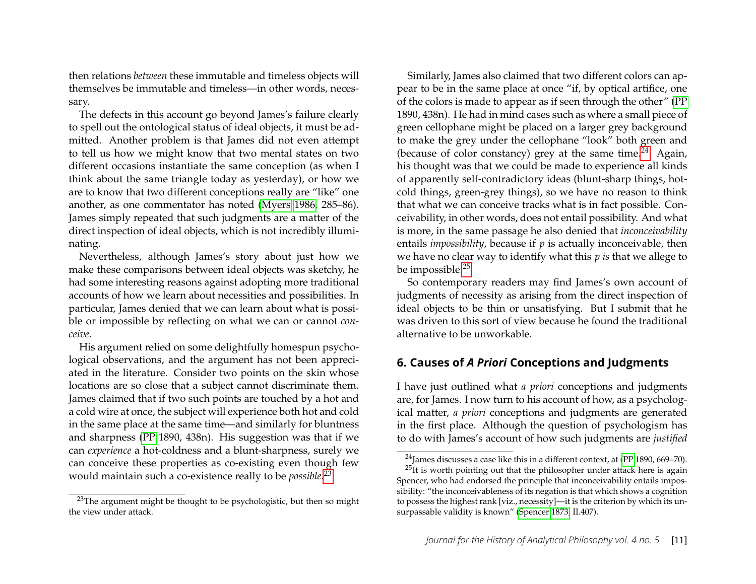then relations *between* these immutable and timeless objects will themselves be immutable and timeless—in other words, necessary.

The defects in this account go beyond James's failure clearly to spell out the ontological status of ideal objects, it must be admitted. Another problem is that James did not even attempt to tell us how we might know that two mental states on two different occasions instantiate the same conception (as when I think about the same triangle today as yesterday), or how we are to know that two different conceptions really are "like" one another, as one commentator has noted (Myers 1986, 285–86). James simply repeated that such judgments are a matter of the direct inspection of ideal objects, which is not incredibly illuminating.

Nevertheless, although James's story about just how we make these comparisons between ideal objects was sketchy, he had some interesting reasons against adopting more traditional accounts of how we learn about necessities and possibilities. In particular, James denied that we can learn about what is possible or impossible by reflecting on what we can or cannot *conceive*.

His argument relied on some delightfully homespun psychological observations, and the argument has not been appreciated in the literature. Consider two points on the skin whose locations are so close that a subject cannot discriminate them. James claimed that if two such points are touched by a hot and a cold wire at once, the subject will experience both hot and cold in the same place at the same time—and similarly for bluntness and sharpness (PP 1890, 438n). His suggestion was that if we can *experience* a hot-coldness and a blunt-sharpness, surely we can conceive these properties as co-existing even though few would maintain such a co-existence really to be *possible*.[23]

Similarly, James also claimed that two different colors can appear to be in the same place at once "if, by optical artifice, one of the colors is made to appear as if seen through the other" (PP 1890, 438n). He had in mind cases such as where a small piece of green cellophane might be placed on a larger grey background to make the grey under the cellophane "look" both green and (because of color constancy) grey at the same time.[24] Again, his thought was that we could be made to experience all kinds of apparently self-contradictory ideas (blunt-sharp things, hot-cold things, green-grey things), so we have no reason to think that what we can conceive tracks what is in fact possible. Conceivability, in other words, does not entail possibility. And what is more, in the same passage he also denied that *inconceivability* entails *impossibility*, because if *p* is actually inconceivable, then we have no clear way to identify what this *p is* that we allege to be impossible.[25]

So contemporary readers may find James's own account of judgments of necessity as arising from the direct inspection of ideal objects to be thin or unsatisfying. But I submit that he was driven to this sort of view because he found the traditional alternative to be unworkable.

## 6. Causes of *A Priori* Conceptions and Judgments

I have just outlined what *a priori* conceptions and judgments are, for James. I now turn to his account of how, as a psychological matter, *a priori* conceptions and judgments are generated in the first place. Although the question of psychologism has to do with James's account of how such judgments are *justified*

---

[23] The argument might be thought to be psychologistic, but then so might the view under attack.

[24] James discusses a case like this in a different context, at (PP 1890, 669–70).

[25] It is worth pointing out that the philosopher under attack here is again Spencer, who had endorsed the principle that inconceivability entails impossibility: "the inconceivableness of its negation is that which shows a cognition to possess the highest rank [viz., necessity]—it is the criterion by which its unsurpassable validity is known" (Spencer 1873, II.407).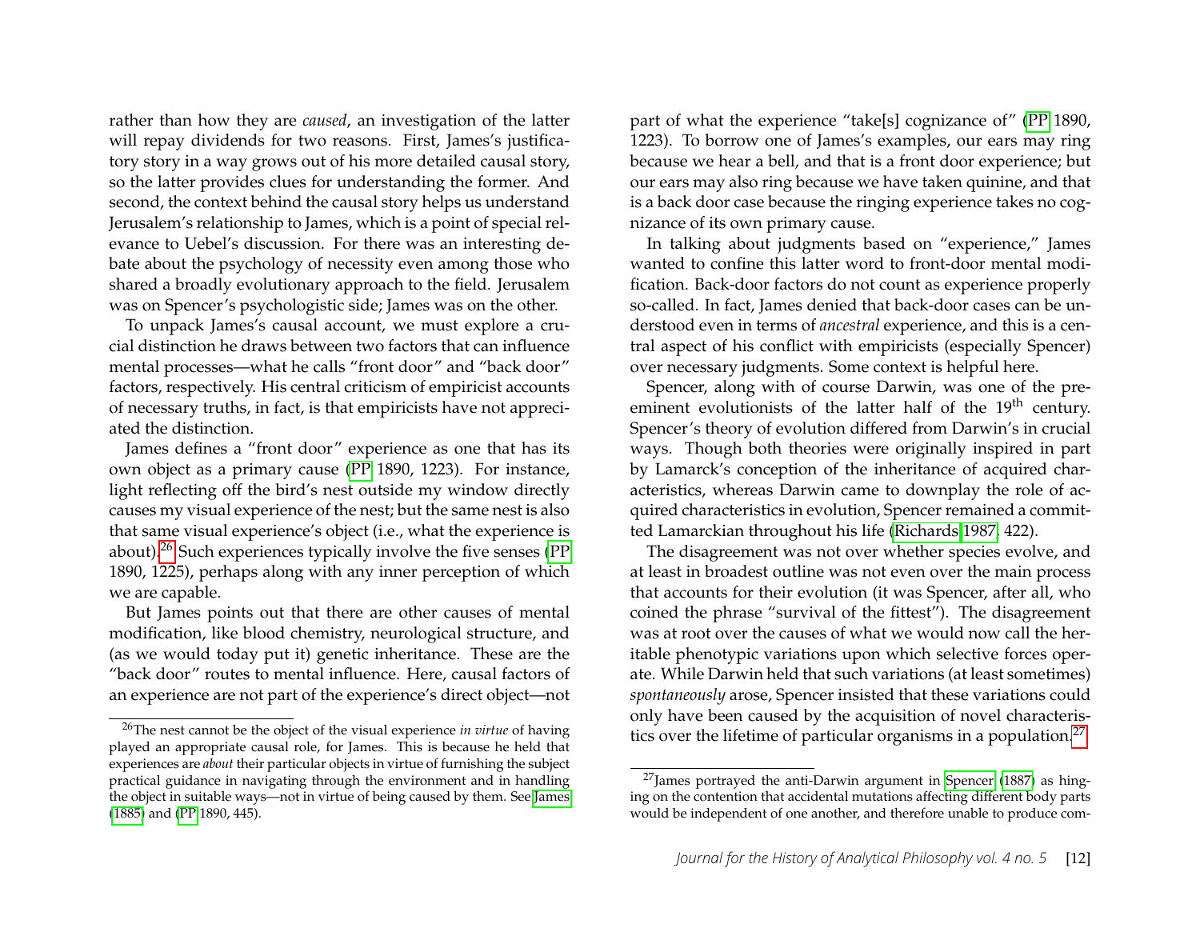rather than how they are *caused*, an investigation of the latter will repay dividends for two reasons. First, James's justificatory story in a way grows out of his more detailed causal story, so the latter provides clues for understanding the former. And second, the context behind the causal story helps us understand Jerusalem's relationship to James, which is a point of special relevance to Uebel's discussion. For there was an interesting debate about the psychology of necessity even among those who shared a broadly evolutionary approach to the field. Jerusalem was on Spencer's psychologistic side; James was on the other.

To unpack James's causal account, we must explore a crucial distinction he draws between two factors that can influence mental processes—what he calls "front door" and "back door" factors, respectively. His central criticism of empiricist accounts of necessary truths, in fact, is that empiricists have not appreciated the distinction.

James defines a "front door" experience as one that has its own object as a primary cause (PP 1890, 1223). For instance, light reflecting off the bird's nest outside my window directly causes my visual experience of the nest; but the same nest is also that same visual experience's object (i.e., what the experience is about).[26] Such experiences typically involve the five senses (PP 1890, 1225), perhaps along with any inner perception of which we are capable.

But James points out that there are other causes of mental modification, like blood chemistry, neurological structure, and (as we would today put it) genetic inheritance. These are the "back door" routes to mental influence. Here, causal factors of an experience are not part of the experience's direct object—not part of what the experience "take[s] cognizance of" (PP 1890, 1223). To borrow one of James's examples, our ears may ring because we hear a bell, and that is a front door experience; but our ears may also ring because we have taken quinine, and that is a back door case because the ringing experience takes no cognizance of its own primary cause.

In talking about judgments based on "experience," James wanted to confine this latter word to front-door mental modification. Back-door factors do not count as experience properly so-called. In fact, James denied that back-door cases can be understood even in terms of *ancestral* experience, and this is a central aspect of his conflict with empiricists (especially Spencer) over necessary judgments. Some context is helpful here.

Spencer, along with of course Darwin, was one of the preeminent evolutionists of the latter half of the 19th century. Spencer's theory of evolution differed from Darwin's in crucial ways. Though both theories were originally inspired in part by Lamarck's conception of the inheritance of acquired characteristics, whereas Darwin came to downplay the role of acquired characteristics in evolution, Spencer remained a committed Lamarckian throughout his life (Richards 1987, 422).

The disagreement was not over whether species evolve, and at least in broadest outline was not even over the main process that accounts for their evolution (it was Spencer, after all, who coined the phrase "survival of the fittest"). The disagreement was at root over the causes of what we would now call the heritable phenotypic variations upon which selective forces operate. While Darwin held that such variations (at least sometimes) *spontaneously* arose, Spencer insisted that these variations could only have been caused by the acquisition of novel characteristics over the lifetime of particular organisms in a population.[27]

---

[26] The nest cannot be the object of the visual experience *in virtue* of having played an appropriate causal role, for James. This is because he held that experiences are *about* their particular objects in virtue of furnishing the subject practical guidance in navigating through the environment and in handling the object in suitable ways—not in virtue of being caused by them. See James (1885) and (PP 1890, 445).

[27] James portrayed the anti-Darwin argument in Spencer (1887) as hinging on the contention that accidental mutations affecting different body parts would be independent of one another, and therefore unable to produce com-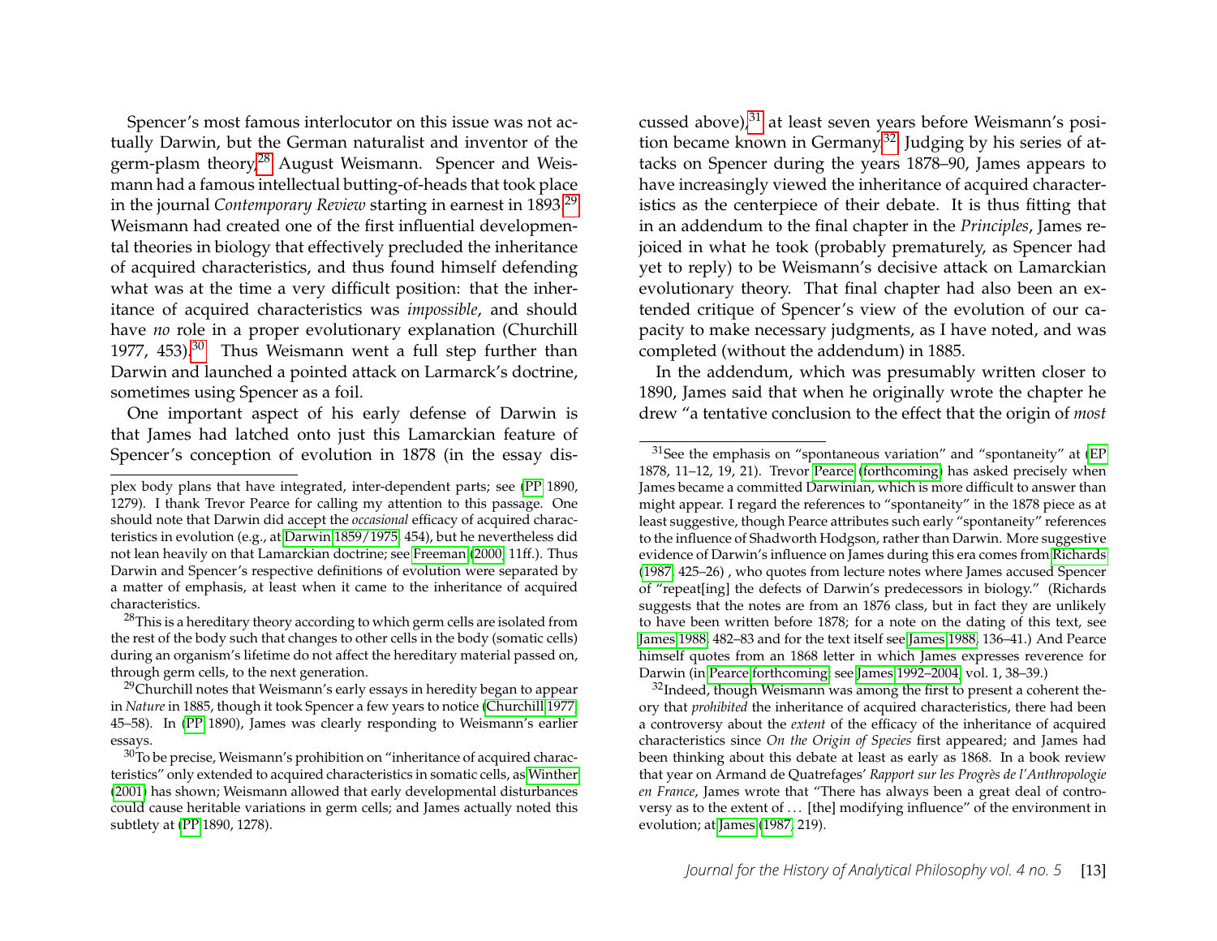Spencer's most famous interlocutor on this issue was not actually Darwin, but the German naturalist and inventor of the germ-plasm theory[28] August Weismann. Spencer and Weismann had a famous intellectual butting-of-heads that took place in the journal *Contemporary Review* starting in earnest in 1893.[29] Weismann had created one of the first influential developmental theories in biology that effectively precluded the inheritance of acquired characteristics, and thus found himself defending what was at the time a very difficult position: that the inheritance of acquired characteristics was *impossible*, and should have *no* role in a proper evolutionary explanation (Churchill 1977, 453).[30] Thus Weismann went a full step further than Darwin and launched a pointed attack on Larmarck's doctrine, sometimes using Spencer as a foil.

One important aspect of his early defense of Darwin is that James had latched onto just this Lamarckian feature of Spencer's conception of evolution in 1878 (in the essay discussed above),[31] at least seven years before Weismann's position became known in Germany.[32] Judging by his series of attacks on Spencer during the years 1878–90, James appears to have increasingly viewed the inheritance of acquired characteristics as the centerpiece of their debate. It is thus fitting that in an addendum to the final chapter in the *Principles*, James rejoiced in what he took (probably prematurely, as Spencer had yet to reply) to be Weismann's decisive attack on Lamarckian evolutionary theory. That final chapter had also been an extended critique of Spencer's view of the evolution of our capacity to make necessary judgments, as I have noted, and was completed (without the addendum) in 1885.

In the addendum, which was presumably written closer to 1890, James said that when he originally wrote the chapter he drew "a tentative conclusion to the effect that the origin of *most*

---

plex body plans that have integrated, inter-dependent parts; see (PP 1890, 1279). I thank Trevor Pearce for calling my attention to this passage. One should note that Darwin did accept the *occasional* efficacy of acquired characteristics in evolution (e.g., at Darwin 1859/1975, 454), but he nevertheless did not lean heavily on that Lamarckian doctrine; see Freeman (2000, 11ff.). Thus Darwin and Spencer's respective definitions of evolution were separated by a matter of emphasis, at least when it came to the inheritance of acquired characteristics.

[28] This is a hereditary theory according to which germ cells are isolated from the rest of the body such that changes to other cells in the body (somatic cells) during an organism's lifetime do not affect the hereditary material passed on, through germ cells, to the next generation.

[29] Churchill notes that Weismann's early essays in heredity began to appear in *Nature* in 1885, though it took Spencer a few years to notice (Churchill 1977, 45–58). In (PP 1890), James was clearly responding to Weismann's earlier essays.

[30] To be precise, Weismann's prohibition on "inheritance of acquired characteristics" only extended to acquired characteristics in somatic cells, as Winther (2001) has shown; Weismann allowed that early developmental disturbances could cause heritable variations in germ cells; and James actually noted this subtlety at (PP 1890, 1278).

[31] See the emphasis on "spontaneous variation" and "spontaneity" at (EP 1878, 11–12, 19, 21). Trevor Pearce (forthcoming) has asked precisely when James became a committed Darwinian, which is more difficult to answer than might appear. I regard the references to "spontaneity" in the 1878 piece as at least suggestive, though Pearce attributes such early "spontaneity" references to the influence of Shadworth Hodgson, rather than Darwin. More suggestive evidence of Darwin's influence on James during this era comes from Richards (1987, 425–26) , who quotes from lecture notes where James accused Spencer of "repeat[ing] the defects of Darwin's predecessors in biology." (Richards suggests that the notes are from an 1876 class, but in fact they are unlikely to have been written before 1878; for a note on the dating of this text, see James 1988, 482–83 and for the text itself see James 1988, 136–41.) And Pearce himself quotes from an 1868 letter in which James expresses reverence for Darwin (in Pearce forthcoming; see James 1992–2004, vol. 1, 38–39.)

[32] Indeed, though Weismann was among the first to present a coherent theory that *prohibited* the inheritance of acquired characteristics, there had been a controversy about the *extent* of the efficacy of the inheritance of acquired characteristics since *On the Origin of Species* first appeared; and James had been thinking about this debate at least as early as 1868. In a book review that year on Armand de Quatrefages' *Rapport sur les Progrès de l'Anthropologie en France*, James wrote that "There has always been a great deal of controversy as to the extent of . . . [the] modifying influence" of the environment in evolution; at James (1987, 219).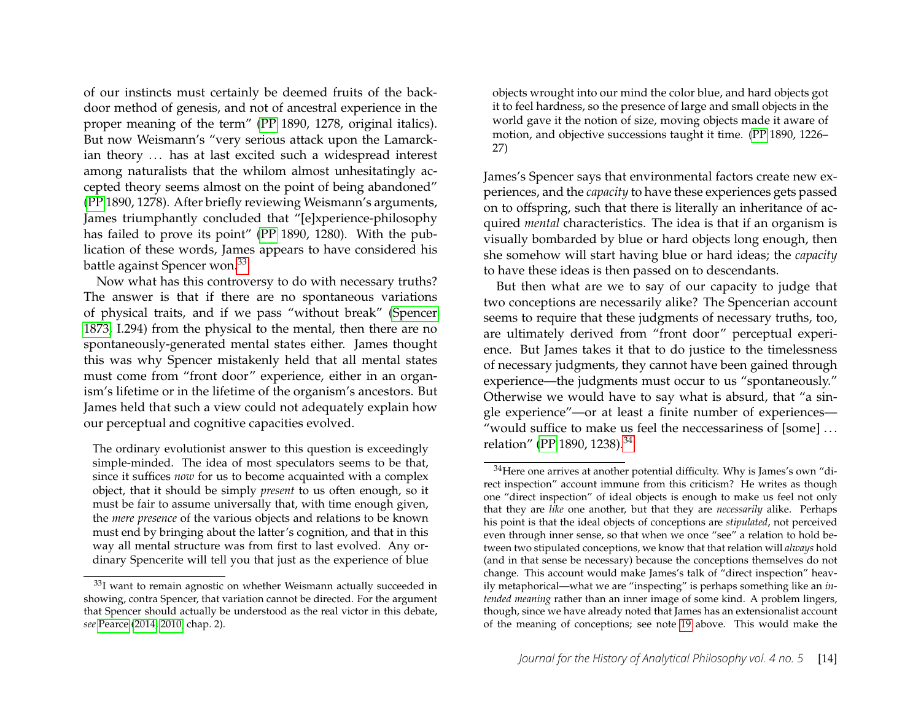of our instincts must certainly be deemed fruits of the back-door method of genesis, and not of ancestral experience in the proper meaning of the term" (PP 1890, 1278, original italics). But now Weismann's "very serious attack upon the Lamarckian theory … has at last excited such a widespread interest among naturalists that the whilom almost unhesitatingly accepted theory seems almost on the point of being abandoned" (PP 1890, 1278). After briefly reviewing Weismann's arguments, James triumphantly concluded that "[e]xperience-philosophy has failed to prove its point" (PP 1890, 1280). With the publication of these words, James appears to have considered his battle against Spencer won.[33]

Now what has this controversy to do with necessary truths? The answer is that if there are no spontaneous variations of physical traits, and if we pass "without break" (Spencer 1873, I.294) from the physical to the mental, then there are no spontaneously-generated mental states either. James thought this was why Spencer mistakenly held that all mental states must come from "front door" experience, either in an organism's lifetime or in the lifetime of the organism's ancestors. But James held that such a view could not adequately explain how our perceptual and cognitive capacities evolved.

> The ordinary evolutionist answer to this question is exceedingly simple-minded. The idea of most speculators seems to be that, since it suffices *now* for us to become acquainted with a complex object, that it should be simply *present* to us often enough, so it must be fair to assume universally that, with time enough given, the *mere presence* of the various objects and relations to be known must end by bringing about the latter's cognition, and that in this way all mental structure was from first to last evolved. Any ordinary Spencerite will tell you that just as the experience of blue objects wrought into our mind the color blue, and hard objects got it to feel hardness, so the presence of large and small objects in the world gave it the notion of size, moving objects made it aware of motion, and objective successions taught it time. (PP 1890, 1226–27)

James's Spencer says that environmental factors create new experiences, and the *capacity* to have these experiences gets passed on to offspring, such that there is literally an inheritance of acquired *mental* characteristics. The idea is that if an organism is visually bombarded by blue or hard objects long enough, then she somehow will start having blue or hard ideas; the *capacity* to have these ideas is then passed on to descendants.

But then what are we to say of our capacity to judge that two conceptions are necessarily alike? The Spencerian account seems to require that these judgments of necessary truths, too, are ultimately derived from "front door" perceptual experience. But James takes it that to do justice to the timelessness of necessary judgments, they cannot have been gained through experience—the judgments must occur to us "spontaneously." Otherwise we would have to say what is absurd, that "a single experience"—or at least a finite number of experiences—"would suffice to make us feel the neccessariness of [some] … relation" (PP 1890, 1238).[34]

---

[33] I want to remain agnostic on whether Weismann actually succeeded in showing, contra Spencer, that variation cannot be directed. For the argument that Spencer should actually be understood as the real victor in this debate, *see* Pearce (2014; 2010, chap. 2).

[34] Here one arrives at another potential difficulty. Why is James's own "direct inspection" account immune from this criticism? He writes as though one "direct inspection" of ideal objects is enough to make us feel not only that they are *like* one another, but that they are *necessarily* alike. Perhaps his point is that the ideal objects of conceptions are *stipulated*, not perceived even through inner sense, so that when we once "see" a relation to hold between two stipulated conceptions, we know that that relation will *always* hold (and in that sense be necessary) because the conceptions themselves do not change. This account would make James's talk of "direct inspection" heavily metaphorical—what we are "inspecting" is perhaps something like an *intended meaning* rather than an inner image of some kind. A problem lingers, though, since we have already noted that James has an extensionalist account of the meaning of conceptions; see note 19 above. This would make the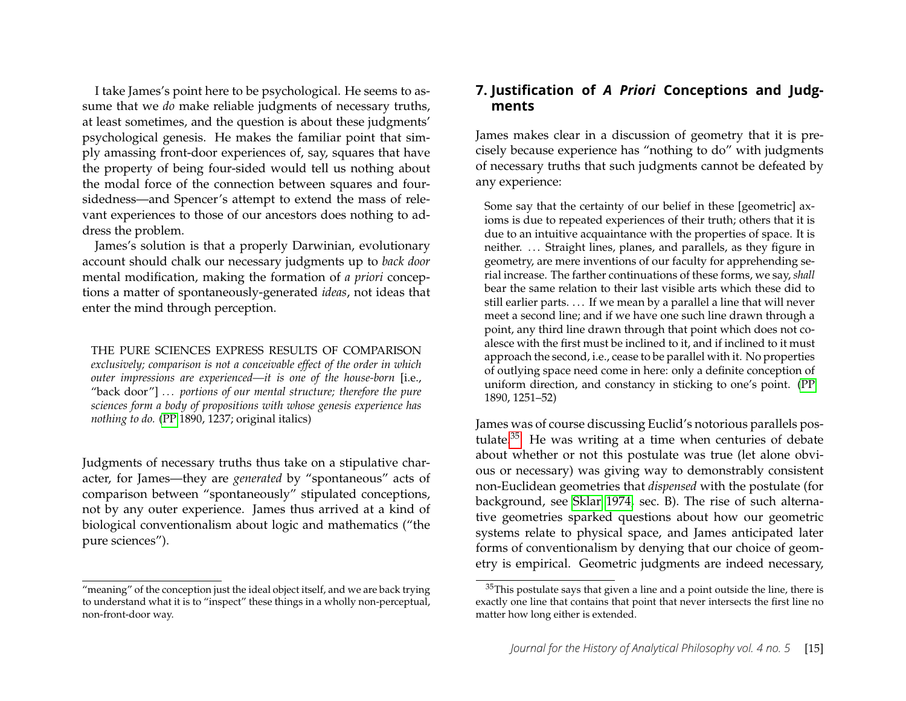I take James's point here to be psychological. He seems to assume that we *do* make reliable judgments of necessary truths, at least sometimes, and the question is about these judgments' psychological genesis. He makes the familiar point that simply amassing front-door experiences of, say, squares that have the property of being four-sided would tell us nothing about the modal force of the connection between squares and four-sidedness—and Spencer's attempt to extend the mass of relevant experiences to those of our ancestors does nothing to address the problem.

James's solution is that a properly Darwinian, evolutionary account should chalk our necessary judgments up to *back door* mental modification, making the formation of *a priori* conceptions a matter of spontaneously-generated *ideas*, not ideas that enter the mind through perception.

> THE PURE SCIENCES EXPRESS RESULTS OF COMPARISON *exclusively; comparison is not a conceivable effect of the order in which outer impressions are experienced—it is one of the house-born* [i.e., "back door"] . . . *portions of our mental structure; therefore the pure sciences form a body of propositions with whose genesis experience has nothing to do.* (PP 1890, 1237; original italics)

Judgments of necessary truths thus take on a stipulative character, for James—they are *generated* by "spontaneous" acts of comparison between "spontaneously" stipulated conceptions, not by any outer experience. James thus arrived at a kind of biological conventionalism about logic and mathematics ("the pure sciences").

"meaning" of the conception just the ideal object itself, and we are back trying to understand what it is to "inspect" these things in a wholly non-perceptual, non-front-door way.

## 7. Justification of *A Priori* Conceptions and Judgments

James makes clear in a discussion of geometry that it is precisely because experience has "nothing to do" with judgments of necessary truths that such judgments cannot be defeated by any experience:

> Some say that the certainty of our belief in these [geometric] axioms is due to repeated experiences of their truth; others that it is due to an intuitive acquaintance with the properties of space. It is neither. . . . Straight lines, planes, and parallels, as they figure in geometry, are mere inventions of our faculty for apprehending serial increase. The farther continuations of these forms, we say, *shall* bear the same relation to their last visible arts which these did to still earlier parts. . . . If we mean by a parallel a line that will never meet a second line; and if we have one such line drawn through a point, any third line drawn through that point which does not coalesce with the first must be inclined to it, and if inclined to it must approach the second, i.e., cease to be parallel with it. No properties of outlying space need come in here: only a definite conception of uniform direction, and constancy in sticking to one's point. (PP 1890, 1251–52)

James was of course discussing Euclid's notorious parallels postulate.[35] He was writing at a time when centuries of debate about whether or not this postulate was true (let alone obvious or necessary) was giving way to demonstrably consistent non-Euclidean geometries that *dispensed* with the postulate (for background, see Sklar 1974, sec. B). The rise of such alternative geometries sparked questions about how our geometric systems relate to physical space, and James anticipated later forms of conventionalism by denying that our choice of geometry is empirical. Geometric judgments are indeed necessary,

[35] This postulate says that given a line and a point outside the line, there is exactly one line that contains that point that never intersects the first line no matter how long either is extended.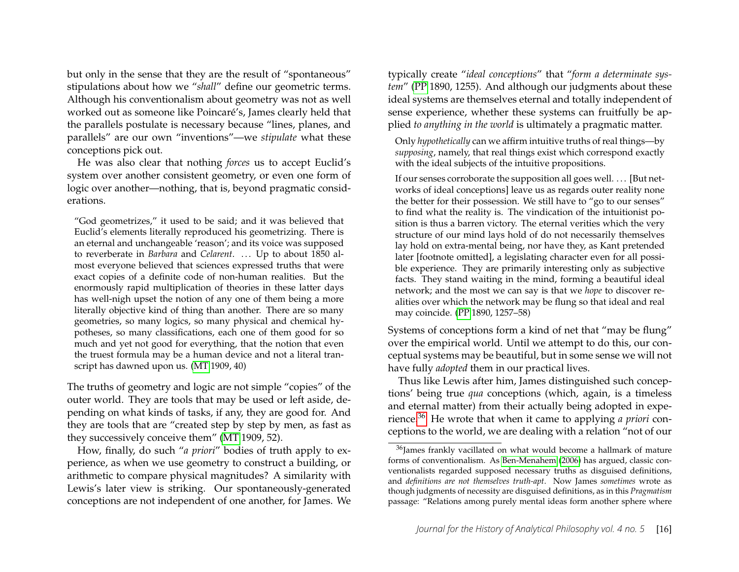but only in the sense that they are the result of "spontaneous" stipulations about how we "*shall*" define our geometric terms. Although his conventionalism about geometry was not as well worked out as someone like Poincaré's, James clearly held that the parallels postulate is necessary because "lines, planes, and parallels" are our own "inventions"—we *stipulate* what these conceptions pick out.

He was also clear that nothing *forces* us to accept Euclid's system over another consistent geometry, or even one form of logic over another—nothing, that is, beyond pragmatic considerations.

> "God geometrizes," it used to be said; and it was believed that Euclid's elements literally reproduced his geometrizing. There is an eternal and unchangeable 'reason'; and its voice was supposed to reverberate in *Barbara* and *Celarent*. ... Up to about 1850 almost everyone believed that sciences expressed truths that were exact copies of a definite code of non-human realities. But the enormously rapid multiplication of theories in these latter days has well-nigh upset the notion of any one of them being a more literally objective kind of thing than another. There are so many geometries, so many logics, so many physical and chemical hypotheses, so many classifications, each one of them good for so much and yet not good for everything, that the notion that even the truest formula may be a human device and not a literal transcript has dawned upon us. (MT 1909, 40)

The truths of geometry and logic are not simple "copies" of the outer world. They are tools that may be used or left aside, depending on what kinds of tasks, if any, they are good for. And they are tools that are "created step by step by men, as fast as they successively conceive them" (MT 1909, 52).

How, finally, do such "*a priori*" bodies of truth apply to experience, as when we use geometry to construct a building, or arithmetic to compare physical magnitudes? A similarity with Lewis's later view is striking. Our spontaneously-generated conceptions are not independent of one another, for James. We typically create "*ideal conceptions*" that "*form a determinate system*" (PP 1890, 1255). And although our judgments about these ideal systems are themselves eternal and totally independent of sense experience, whether these systems can fruitfully be applied *to anything in the world* is ultimately a pragmatic matter.

> Only *hypothetically* can we affirm intuitive truths of real things—by *supposing*, namely, that real things exist which correspond exactly with the ideal subjects of the intuitive propositions.
>
> If our senses corroborate the supposition all goes well. ... [But networks of ideal conceptions] leave us as regards outer reality none the better for their possession. We still have to "go to our senses" to find what the reality is. The vindication of the intuitionist position is thus a barren victory. The eternal verities which the very structure of our mind lays hold of do not necessarily themselves lay hold on extra-mental being, nor have they, as Kant pretended later [footnote omitted], a legislating character even for all possible experience. They are primarily interesting only as subjective facts. They stand waiting in the mind, forming a beautiful ideal network; and the most we can say is that we *hope* to discover realities over which the network may be flung so that ideal and real may coincide. (PP 1890, 1257–58)

Systems of conceptions form a kind of net that "may be flung" over the empirical world. Until we attempt to do this, our conceptual systems may be beautiful, but in some sense we will not have fully *adopted* them in our practical lives.

Thus like Lewis after him, James distinguished such conceptions' being true *qua* conceptions (which, again, is a timeless and eternal matter) from their actually being adopted in experience.[36] He wrote that when it came to applying *a priori* conceptions to the world, we are dealing with a relation "not of our

[36] James frankly vacillated on what would become a hallmark of mature forms of conventionalism. As Ben-Menahem (2006) has argued, classic conventionalists regarded supposed necessary truths as disguised definitions, and *definitions are not themselves truth-apt*. Now James *sometimes* wrote as though judgments of necessity are disguised definitions, as in this *Pragmatism* passage: "Relations among purely mental ideas form another sphere where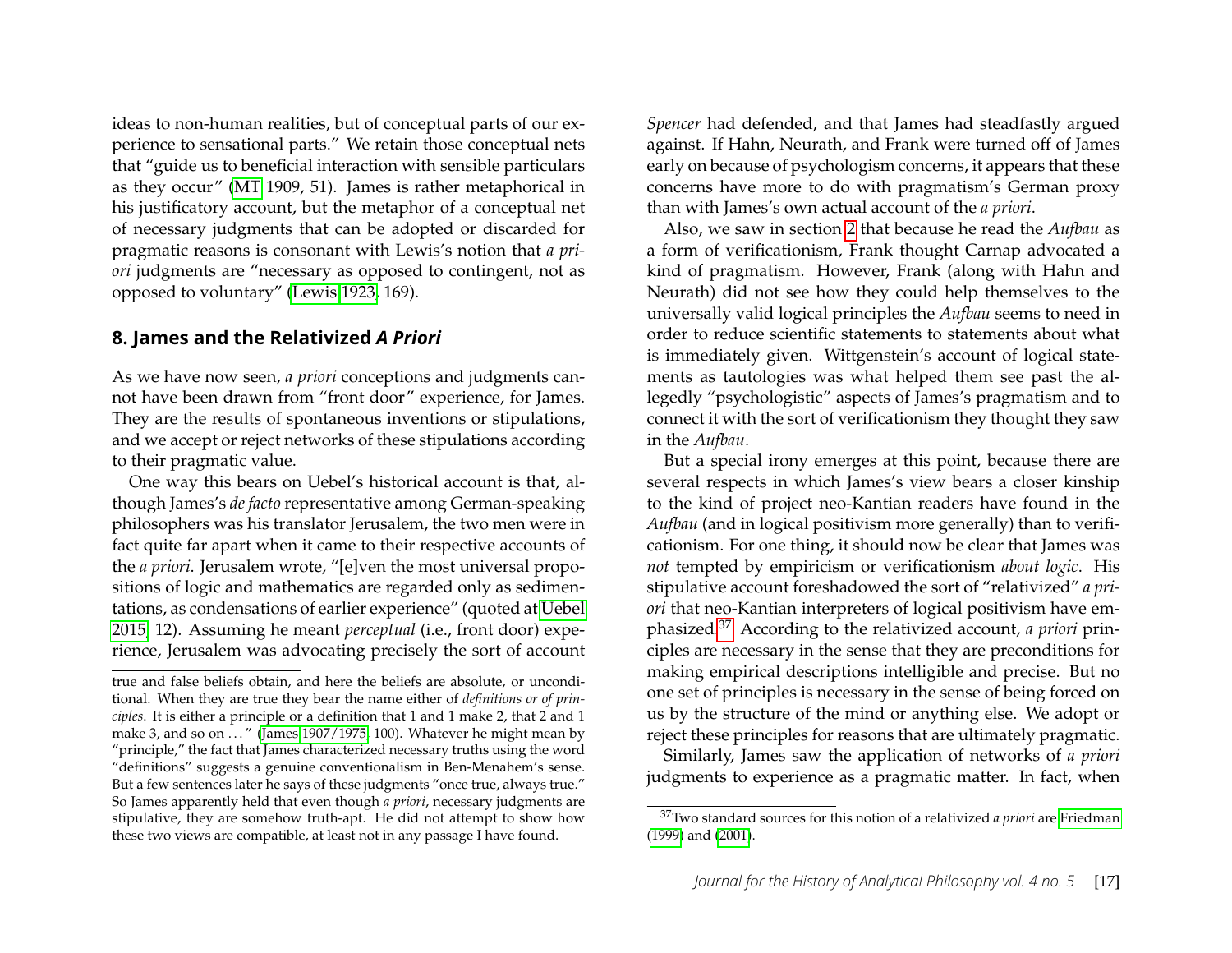ideas to non-human realities, but of conceptual parts of our experience to sensational parts." We retain those conceptual nets that "guide us to beneficial interaction with sensible particulars as they occur" (MT 1909, 51). James is rather metaphorical in his justificatory account, but the metaphor of a conceptual net of necessary judgments that can be adopted or discarded for pragmatic reasons is consonant with Lewis's notion that *a priori* judgments are "necessary as opposed to contingent, not as opposed to voluntary" (Lewis 1923, 169).

## 8. James and the Relativized *A Priori*

As we have now seen, *a priori* conceptions and judgments cannot have been drawn from "front door" experience, for James. They are the results of spontaneous inventions or stipulations, and we accept or reject networks of these stipulations according to their pragmatic value.

One way this bears on Uebel's historical account is that, although James's *de facto* representative among German-speaking philosophers was his translator Jerusalem, the two men were in fact quite far apart when it came to their respective accounts of the *a priori*. Jerusalem wrote, "[e]ven the most universal propositions of logic and mathematics are regarded only as sedimentations, as condensations of earlier experience" (quoted at Uebel 2015, 12). Assuming he meant *perceptual* (i.e., front door) experience, Jerusalem was advocating precisely the sort of account *Spencer* had defended, and that James had steadfastly argued against. If Hahn, Neurath, and Frank were turned off of James early on because of psychologism concerns, it appears that these concerns have more to do with pragmatism's German proxy than with James's own actual account of the *a priori*.

Also, we saw in section 2 that because he read the *Aufbau* as a form of verificationism, Frank thought Carnap advocated a kind of pragmatism. However, Frank (along with Hahn and Neurath) did not see how they could help themselves to the universally valid logical principles the *Aufbau* seems to need in order to reduce scientific statements to statements about what is immediately given. Wittgenstein's account of logical statements as tautologies was what helped them see past the allegedly "psychologistic" aspects of James's pragmatism and to connect it with the sort of verificationism they thought they saw in the *Aufbau*.

But a special irony emerges at this point, because there are several respects in which James's view bears a closer kinship to the kind of project neo-Kantian readers have found in the *Aufbau* (and in logical positivism more generally) than to verificationism. For one thing, it should now be clear that James was *not* tempted by empiricism or verificationism *about logic*. His stipulative account foreshadowed the sort of "relativized" *a priori* that neo-Kantian interpreters of logical positivism have emphasized.[37] According to the relativized account, *a priori* principles are necessary in the sense that they are preconditions for making empirical descriptions intelligible and precise. But no one set of principles is necessary in the sense of being forced on us by the structure of the mind or anything else. We adopt or reject these principles for reasons that are ultimately pragmatic.

Similarly, James saw the application of networks of *a priori* judgments to experience as a pragmatic matter. In fact, when

---

true and false beliefs obtain, and here the beliefs are absolute, or unconditional. When they are true they bear the name either of *definitions or of principles*. It is either a principle or a definition that 1 and 1 make 2, that 2 and 1 make 3, and so on ..." (James 1907/1975, 100). Whatever he might mean by "principle," the fact that James characterized necessary truths using the word "definitions" suggests a genuine conventionalism in Ben-Menahem's sense. But a few sentences later he says of these judgments "once true, always true." So James apparently held that even though *a priori*, necessary judgments are stipulative, they are somehow truth-apt. He did not attempt to show how these two views are compatible, at least not in any passage I have found.

[37] Two standard sources for this notion of a relativized *a priori* are Friedman (1999) and (2001).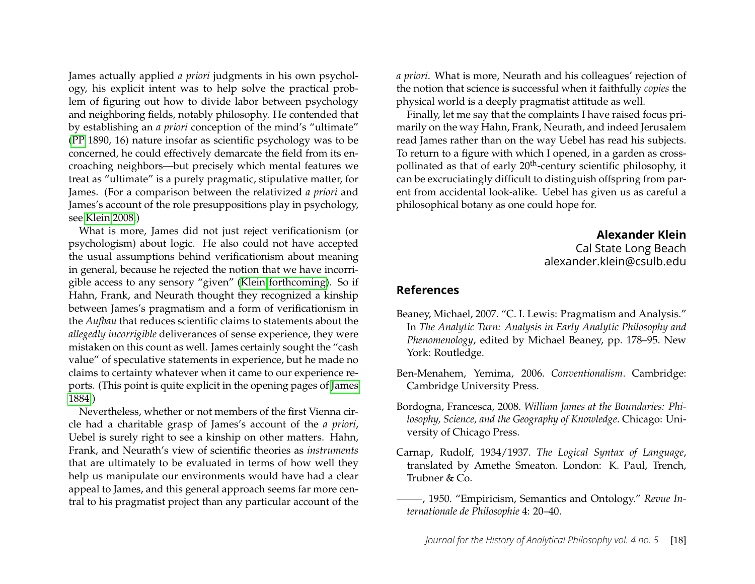James actually applied *a priori* judgments in his own psychology, his explicit intent was to help solve the practical problem of figuring out how to divide labor between psychology and neighboring fields, notably philosophy. He contended that by establishing an *a priori* conception of the mind's "ultimate" (PP 1890, 16) nature insofar as scientific psychology was to be concerned, he could effectively demarcate the field from its encroaching neighbors—but precisely which mental features we treat as "ultimate" is a purely pragmatic, stipulative matter, for James. (For a comparison between the relativized *a priori* and James's account of the role presuppositions play in psychology, see Klein 2008.)

What is more, James did not just reject verificationism (or psychologism) about logic. He also could not have accepted the usual assumptions behind verificationism about meaning in general, because he rejected the notion that we have incorrigible access to any sensory "given" (Klein forthcoming). So if Hahn, Frank, and Neurath thought they recognized a kinship between James's pragmatism and a form of verificationism in the *Aufbau* that reduces scientific claims to statements about the *allegedly incorrigible* deliverances of sense experience, they were mistaken on this count as well. James certainly sought the "cash value" of speculative statements in experience, but he made no claims to certainty whatever when it came to our experience reports. (This point is quite explicit in the opening pages of James 1884.)

Nevertheless, whether or not members of the first Vienna circle had a charitable grasp of James's account of the *a priori*, Uebel is surely right to see a kinship on other matters. Hahn, Frank, and Neurath's view of scientific theories as *instruments* that are ultimately to be evaluated in terms of how well they help us manipulate our environments would have had a clear appeal to James, and this general approach seems far more central to his pragmatist project than any particular account of the *a priori*. What is more, Neurath and his colleagues' rejection of the notion that science is successful when it faithfully *copies* the physical world is a deeply pragmatist attitude as well.

Finally, let me say that the complaints I have raised focus primarily on the way Hahn, Frank, Neurath, and indeed Jerusalem read James rather than on the way Uebel has read his subjects. To return to a figure with which I opened, in a garden as cross-pollinated as that of early 20th-century scientific philosophy, it can be excruciatingly difficult to distinguish offspring from parent from accidental look-alike. Uebel has given us as careful a philosophical botany as one could hope for.

**Alexander Klein**
Cal State Long Beach
alexander.klein@csulb.edu

## References

Beaney, Michael, 2007. "C. I. Lewis: Pragmatism and Analysis." In *The Analytic Turn: Analysis in Early Analytic Philosophy and Phenomenology*, edited by Michael Beaney, pp. 178–95. New York: Routledge.

Ben-Menahem, Yemima, 2006. *Conventionalism*. Cambridge: Cambridge University Press.

Bordogna, Francesca, 2008. *William James at the Boundaries: Philosophy, Science, and the Geography of Knowledge*. Chicago: University of Chicago Press.

Carnap, Rudolf, 1934/1937. *The Logical Syntax of Language*, translated by Amethe Smeaton. London: K. Paul, Trench, Trubner & Co.

———, 1950. "Empiricism, Semantics and Ontology." *Revue Internationale de Philosophie* 4: 20–40.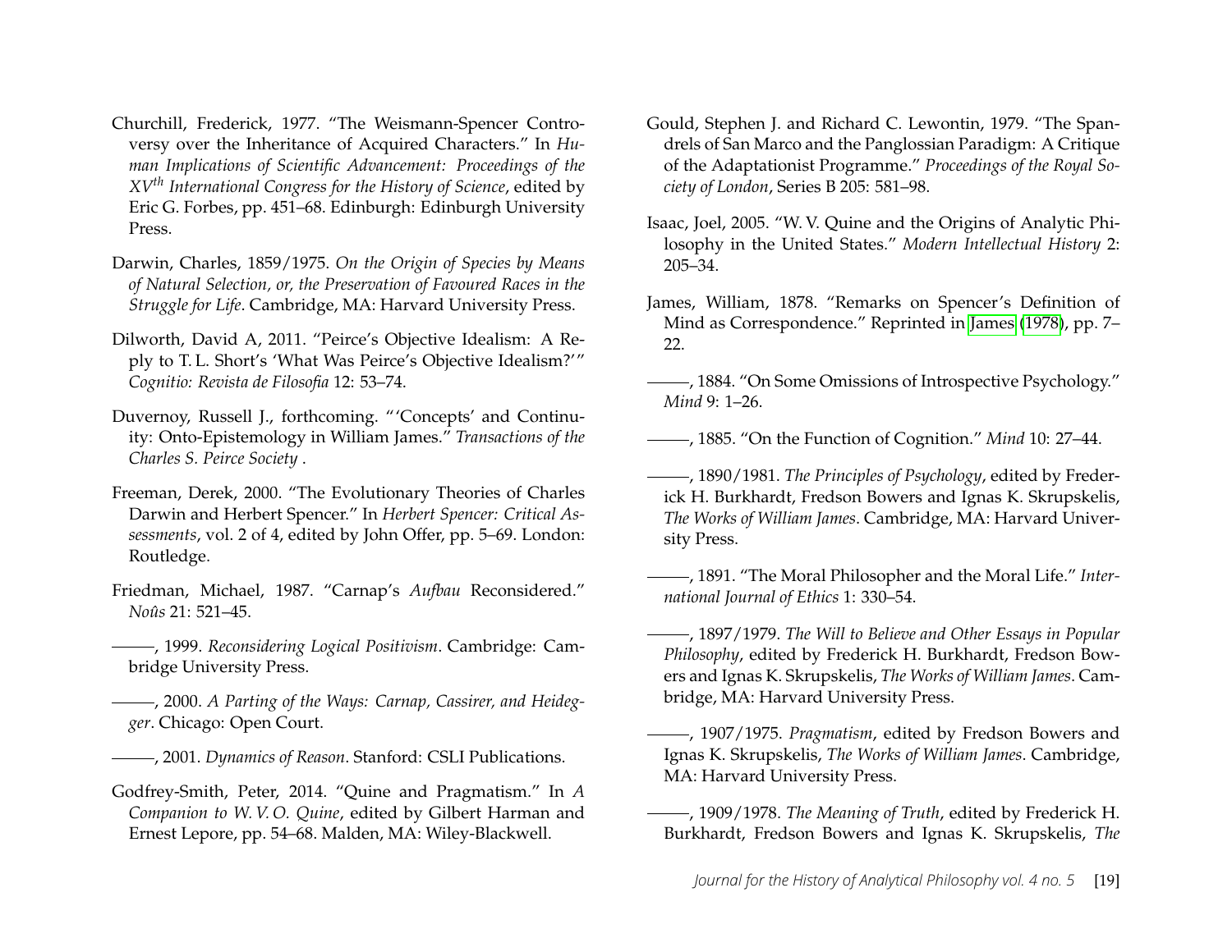Churchill, Frederick, 1977. "The Weismann-Spencer Controversy over the Inheritance of Acquired Characters." In *Human Implications of Scientific Advancement: Proceedings of the XV$^{th}$ International Congress for the History of Science*, edited by Eric G. Forbes, pp. 451–68. Edinburgh: Edinburgh University Press.

Darwin, Charles, 1859/1975. *On the Origin of Species by Means of Natural Selection, or, the Preservation of Favoured Races in the Struggle for Life*. Cambridge, MA: Harvard University Press.

Dilworth, David A, 2011. "Peirce's Objective Idealism: A Reply to T. L. Short's 'What Was Peirce's Objective Idealism?'" *Cognitio: Revista de Filosofia* 12: 53–74.

Duvernoy, Russell J., forthcoming. "'Concepts' and Continuity: Onto-Epistemology in William James." *Transactions of the Charles S. Peirce Society* .

Freeman, Derek, 2000. "The Evolutionary Theories of Charles Darwin and Herbert Spencer." In *Herbert Spencer: Critical Assessments*, vol. 2 of 4, edited by John Offer, pp. 5–69. London: Routledge.

Friedman, Michael, 1987. "Carnap's *Aufbau* Reconsidered." *Noûs* 21: 521–45.

———, 1999. *Reconsidering Logical Positivism*. Cambridge: Cambridge University Press.

———, 2000. *A Parting of the Ways: Carnap, Cassirer, and Heidegger*. Chicago: Open Court.

———, 2001. *Dynamics of Reason*. Stanford: CSLI Publications.

Godfrey-Smith, Peter, 2014. "Quine and Pragmatism." In *A Companion to W. V. O. Quine*, edited by Gilbert Harman and Ernest Lepore, pp. 54–68. Malden, MA: Wiley-Blackwell.

Gould, Stephen J. and Richard C. Lewontin, 1979. "The Spandrels of San Marco and the Panglossian Paradigm: A Critique of the Adaptationist Programme." *Proceedings of the Royal Society of London*, Series B 205: 581–98.

Isaac, Joel, 2005. "W. V. Quine and the Origins of Analytic Philosophy in the United States." *Modern Intellectual History* 2: 205–34.

James, William, 1878. "Remarks on Spencer's Definition of Mind as Correspondence." Reprinted in James (1978), pp. 7–22.

———, 1884. "On Some Omissions of Introspective Psychology." *Mind* 9: 1–26.

———, 1885. "On the Function of Cognition." *Mind* 10: 27–44.

———, 1890/1981. *The Principles of Psychology*, edited by Frederick H. Burkhardt, Fredson Bowers and Ignas K. Skrupskelis, *The Works of William James*. Cambridge, MA: Harvard University Press.

———, 1891. "The Moral Philosopher and the Moral Life." *International Journal of Ethics* 1: 330–54.

———, 1897/1979. *The Will to Believe and Other Essays in Popular Philosophy*, edited by Frederick H. Burkhardt, Fredson Bowers and Ignas K. Skrupskelis, *The Works of William James*. Cambridge, MA: Harvard University Press.

———, 1907/1975. *Pragmatism*, edited by Fredson Bowers and Ignas K. Skrupskelis, *The Works of William James*. Cambridge, MA: Harvard University Press.

———, 1909/1978. *The Meaning of Truth*, edited by Frederick H. Burkhardt, Fredson Bowers and Ignas K. Skrupskelis, *The*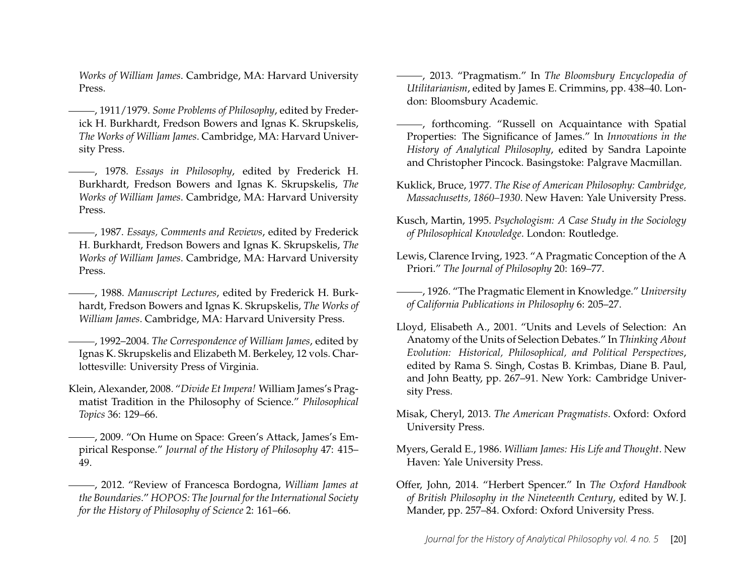*Works of William James*. Cambridge, MA: Harvard University Press.

———, 1911/1979. *Some Problems of Philosophy*, edited by Frederick H. Burkhardt, Fredson Bowers and Ignas K. Skrupskelis, *The Works of William James*. Cambridge, MA: Harvard University Press.

———, 1978. *Essays in Philosophy*, edited by Frederick H. Burkhardt, Fredson Bowers and Ignas K. Skrupskelis, *The Works of William James*. Cambridge, MA: Harvard University Press.

———, 1987. *Essays, Comments and Reviews*, edited by Frederick H. Burkhardt, Fredson Bowers and Ignas K. Skrupskelis, *The Works of William James*. Cambridge, MA: Harvard University Press.

———, 1988. *Manuscript Lectures*, edited by Frederick H. Burkhardt, Fredson Bowers and Ignas K. Skrupskelis, *The Works of William James*. Cambridge, MA: Harvard University Press.

———, 1992–2004. *The Correspondence of William James*, edited by Ignas K. Skrupskelis and Elizabeth M. Berkeley, 12 vols. Charlottesville: University Press of Virginia.

Klein, Alexander, 2008. "*Divide Et Impera!* William James's Pragmatist Tradition in the Philosophy of Science." *Philosophical Topics* 36: 129–66.

———, 2009. "On Hume on Space: Green's Attack, James's Empirical Response." *Journal of the History of Philosophy* 47: 415–49.

———, 2012. "Review of Francesca Bordogna, *William James at the Boundaries*." *HOPOS: The Journal for the International Society for the History of Philosophy of Science* 2: 161–66.

———, 2013. "Pragmatism." In *The Bloomsbury Encyclopedia of Utilitarianism*, edited by James E. Crimmins, pp. 438–40. London: Bloomsbury Academic.

———, forthcoming. "Russell on Acquaintance with Spatial Properties: The Significance of James." In *Innovations in the History of Analytical Philosophy*, edited by Sandra Lapointe and Christopher Pincock. Basingstoke: Palgrave Macmillan.

Kuklick, Bruce, 1977. *The Rise of American Philosophy: Cambridge, Massachusetts, 1860–1930*. New Haven: Yale University Press.

Kusch, Martin, 1995. *Psychologism: A Case Study in the Sociology of Philosophical Knowledge*. London: Routledge.

Lewis, Clarence Irving, 1923. "A Pragmatic Conception of the A Priori." *The Journal of Philosophy* 20: 169–77.

———, 1926. "The Pragmatic Element in Knowledge." *University of California Publications in Philosophy* 6: 205–27.

Lloyd, Elisabeth A., 2001. "Units and Levels of Selection: An Anatomy of the Units of Selection Debates." In *Thinking About Evolution: Historical, Philosophical, and Political Perspectives*, edited by Rama S. Singh, Costas B. Krimbas, Diane B. Paul, and John Beatty, pp. 267–91. New York: Cambridge University Press.

Misak, Cheryl, 2013. *The American Pragmatists*. Oxford: Oxford University Press.

Myers, Gerald E., 1986. *William James: His Life and Thought*. New Haven: Yale University Press.

Offer, John, 2014. "Herbert Spencer." In *The Oxford Handbook of British Philosophy in the Nineteenth Century*, edited by W. J. Mander, pp. 257–84. Oxford: Oxford University Press.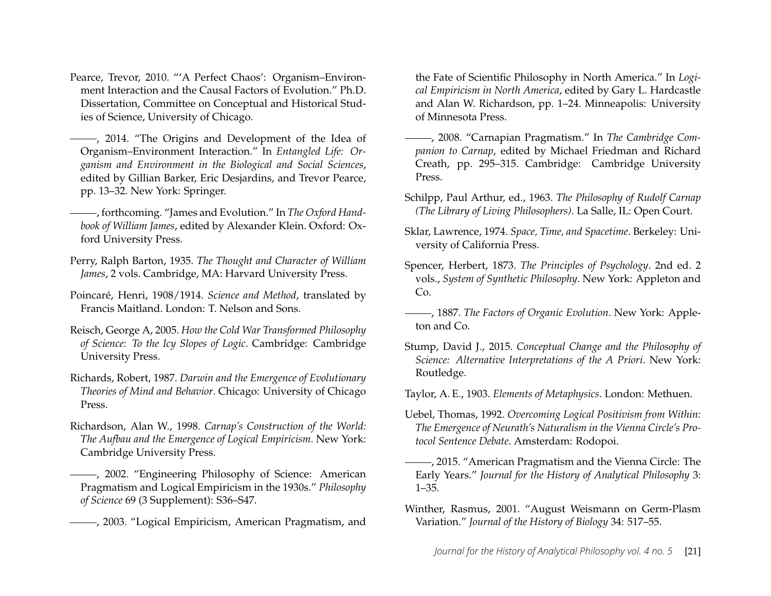Pearce, Trevor, 2010. "'A Perfect Chaos': Organism–Environment Interaction and the Causal Factors of Evolution." Ph.D. Dissertation, Committee on Conceptual and Historical Studies of Science, University of Chicago.

———, 2014. "The Origins and Development of the Idea of Organism–Environment Interaction." In *Entangled Life: Organism and Environment in the Biological and Social Sciences*, edited by Gillian Barker, Eric Desjardins, and Trevor Pearce, pp. 13–32. New York: Springer.

———, forthcoming. "James and Evolution." In *The Oxford Handbook of William James*, edited by Alexander Klein. Oxford: Oxford University Press.

Perry, Ralph Barton, 1935. *The Thought and Character of William James*, 2 vols. Cambridge, MA: Harvard University Press.

Poincaré, Henri, 1908/1914. *Science and Method*, translated by Francis Maitland. London: T. Nelson and Sons.

Reisch, George A, 2005. *How the Cold War Transformed Philosophy of Science: To the Icy Slopes of Logic*. Cambridge: Cambridge University Press.

Richards, Robert, 1987. *Darwin and the Emergence of Evolutionary Theories of Mind and Behavior*. Chicago: University of Chicago Press.

Richardson, Alan W., 1998. *Carnap's Construction of the World: The Aufbau and the Emergence of Logical Empiricism*. New York: Cambridge University Press.

———, 2002. "Engineering Philosophy of Science: American Pragmatism and Logical Empiricism in the 1930s." *Philosophy of Science* 69 (3 Supplement): S36–S47.

———, 2003. "Logical Empiricism, American Pragmatism, and the Fate of Scientific Philosophy in North America." In *Logical Empiricism in North America*, edited by Gary L. Hardcastle and Alan W. Richardson, pp. 1–24. Minneapolis: University of Minnesota Press.

———, 2008. "Carnapian Pragmatism." In *The Cambridge Companion to Carnap*, edited by Michael Friedman and Richard Creath, pp. 295–315. Cambridge: Cambridge University Press.

Schilpp, Paul Arthur, ed., 1963. *The Philosophy of Rudolf Carnap (The Library of Living Philosophers)*. La Salle, IL: Open Court.

Sklar, Lawrence, 1974. *Space, Time, and Spacetime*. Berkeley: University of California Press.

Spencer, Herbert, 1873. *The Principles of Psychology*. 2nd ed. 2 vols., *System of Synthetic Philosophy*. New York: Appleton and Co.

———, 1887. *The Factors of Organic Evolution*. New York: Appleton and Co.

Stump, David J., 2015. *Conceptual Change and the Philosophy of Science: Alternative Interpretations of the A Priori*. New York: Routledge.

Taylor, A. E., 1903. *Elements of Metaphysics*. London: Methuen.

Uebel, Thomas, 1992. *Overcoming Logical Positivism from Within: The Emergence of Neurath's Naturalism in the Vienna Circle's Protocol Sentence Debate*. Amsterdam: Rodopoi.

———, 2015. "American Pragmatism and the Vienna Circle: The Early Years." *Journal for the History of Analytical Philosophy* 3: 1–35.

Winther, Rasmus, 2001. "August Weismann on Germ-Plasm Variation." *Journal of the History of Biology* 34: 517–55.